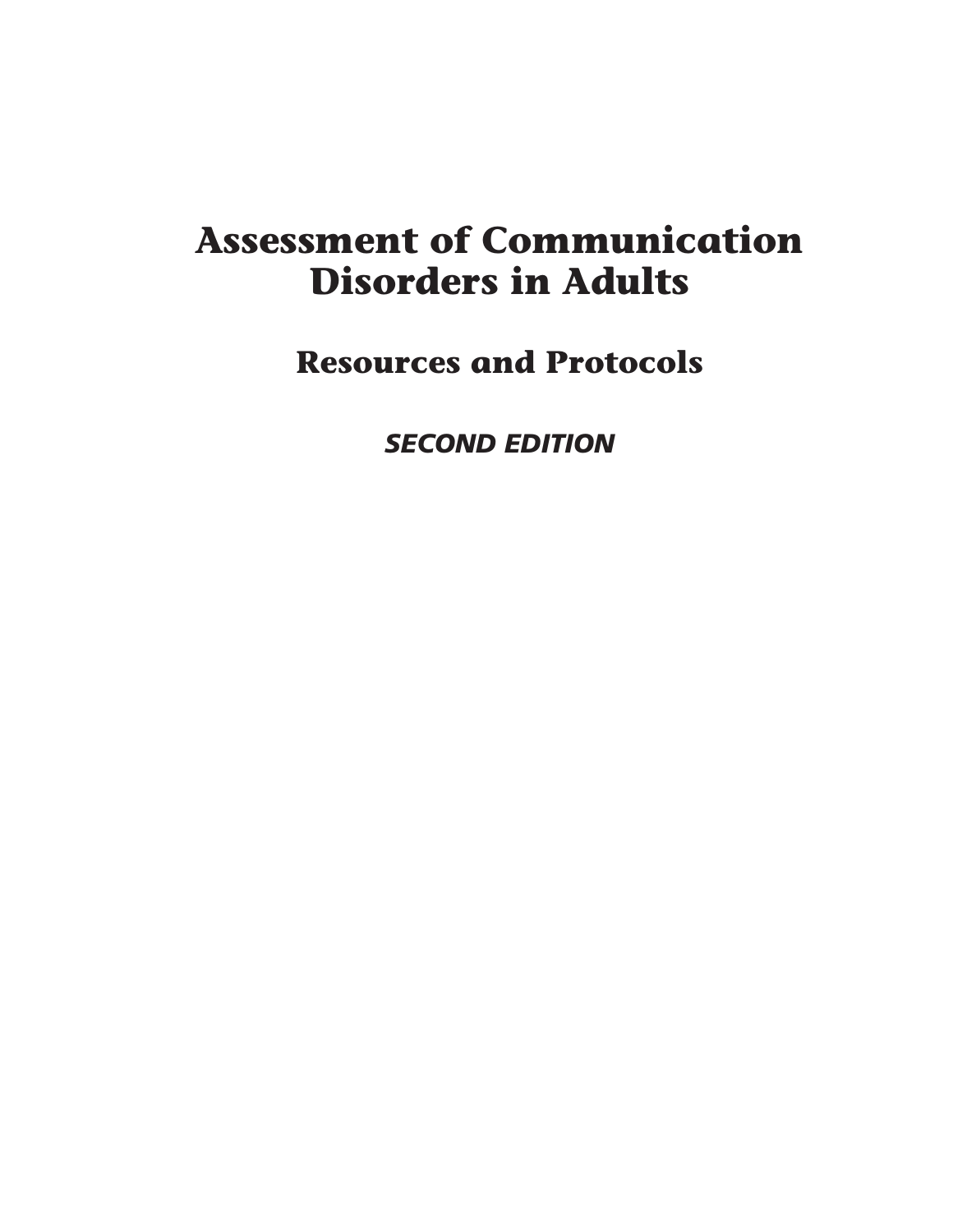# Assessment of Communication Disorders in Adults

## Resources and Protocols

*SECOND EDITION*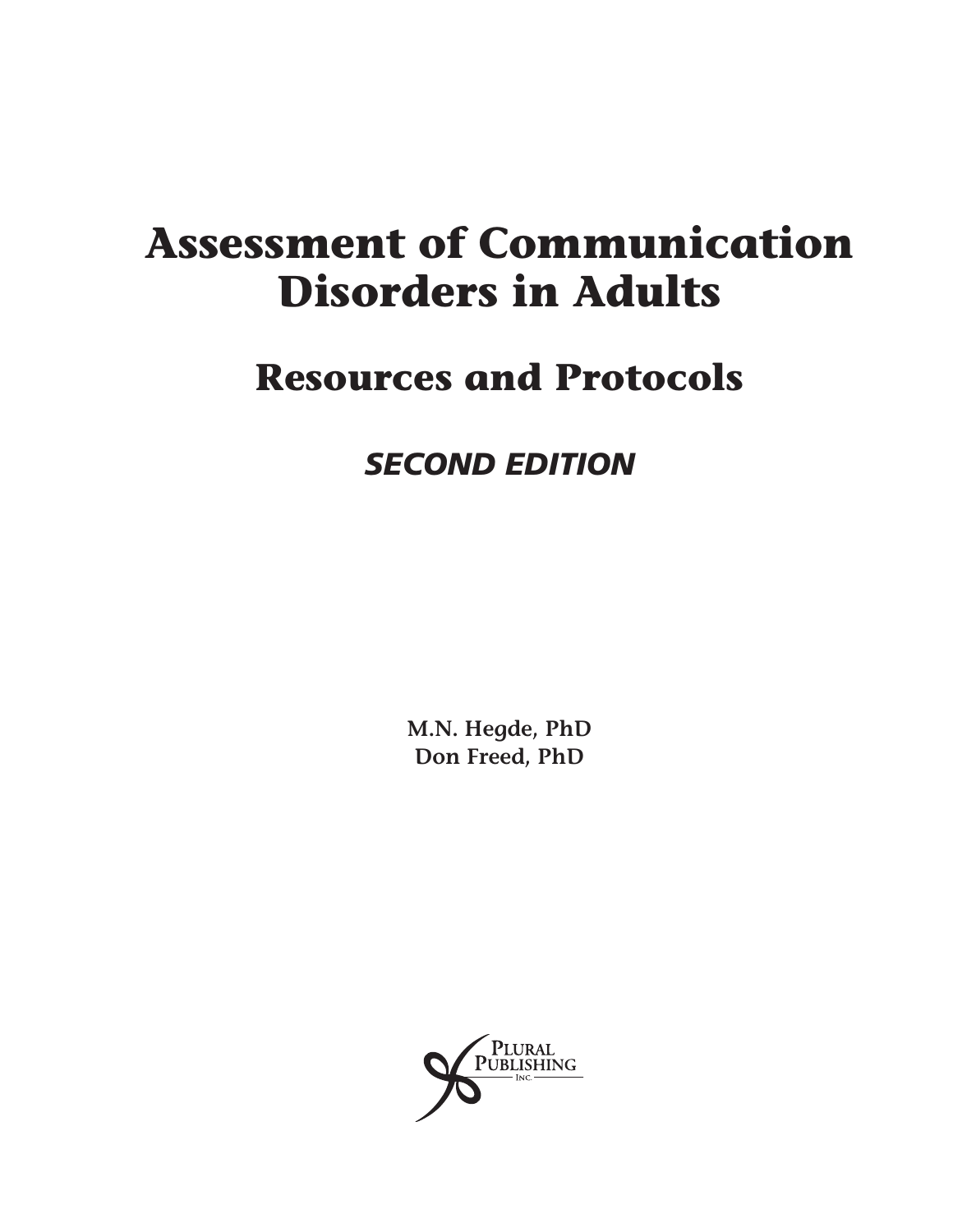# Assessment of Communication Disorders in Adults

## Resources and Protocols

*SECOND EDITION*

**M.N. Hegde, PhD**
**Don Freed, PhD**

PLURAL PUBLISHING INC.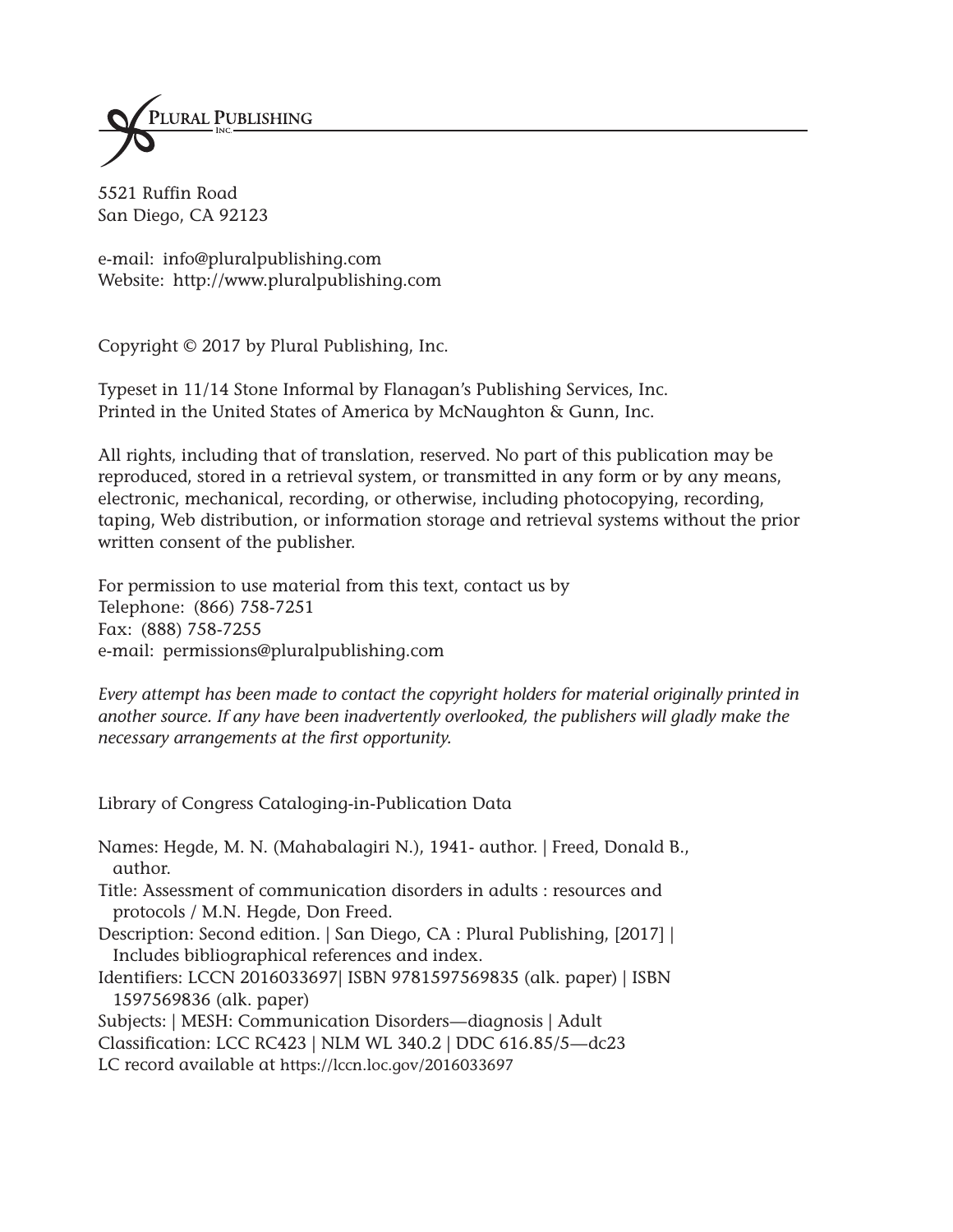PLURAL PUBLISHING
INC.

5521 Ruffin Road
San Diego, CA 92123

e-mail: info@pluralpublishing.com
Website: http://www.pluralpublishing.com

Copyright © 2017 by Plural Publishing, Inc.

Typeset in 11/14 Stone Informal by Flanagan's Publishing Services, Inc.
Printed in the United States of America by McNaughton & Gunn, Inc.

All rights, including that of translation, reserved. No part of this publication may be reproduced, stored in a retrieval system, or transmitted in any form or by any means, electronic, mechanical, recording, or otherwise, including photocopying, recording, taping, Web distribution, or information storage and retrieval systems without the prior written consent of the publisher.

For permission to use material from this text, contact us by
Telephone: (866) 758-7251
Fax: (888) 758-7255
e-mail: permissions@pluralpublishing.com

*Every attempt has been made to contact the copyright holders for material originally printed in another source. If any have been inadvertently overlooked, the publishers will gladly make the necessary arrangements at the first opportunity.*

Library of Congress Cataloging-in-Publication Data

Names: Hegde, M. N. (Mahabalagiri N.), 1941- author. | Freed, Donald B., author.
Title: Assessment of communication disorders in adults : resources and protocols / M.N. Hegde, Don Freed.
Description: Second edition. | San Diego, CA : Plural Publishing, [2017] | Includes bibliographical references and index.
Identifiers: LCCN 2016033697| ISBN 9781597569835 (alk. paper) | ISBN 1597569836 (alk. paper)
Subjects: | MESH: Communication Disorders—diagnosis | Adult
Classification: LCC RC423 | NLM WL 340.2 | DDC 616.85/5—dc23
LC record available at https://lccn.loc.gov/2016033697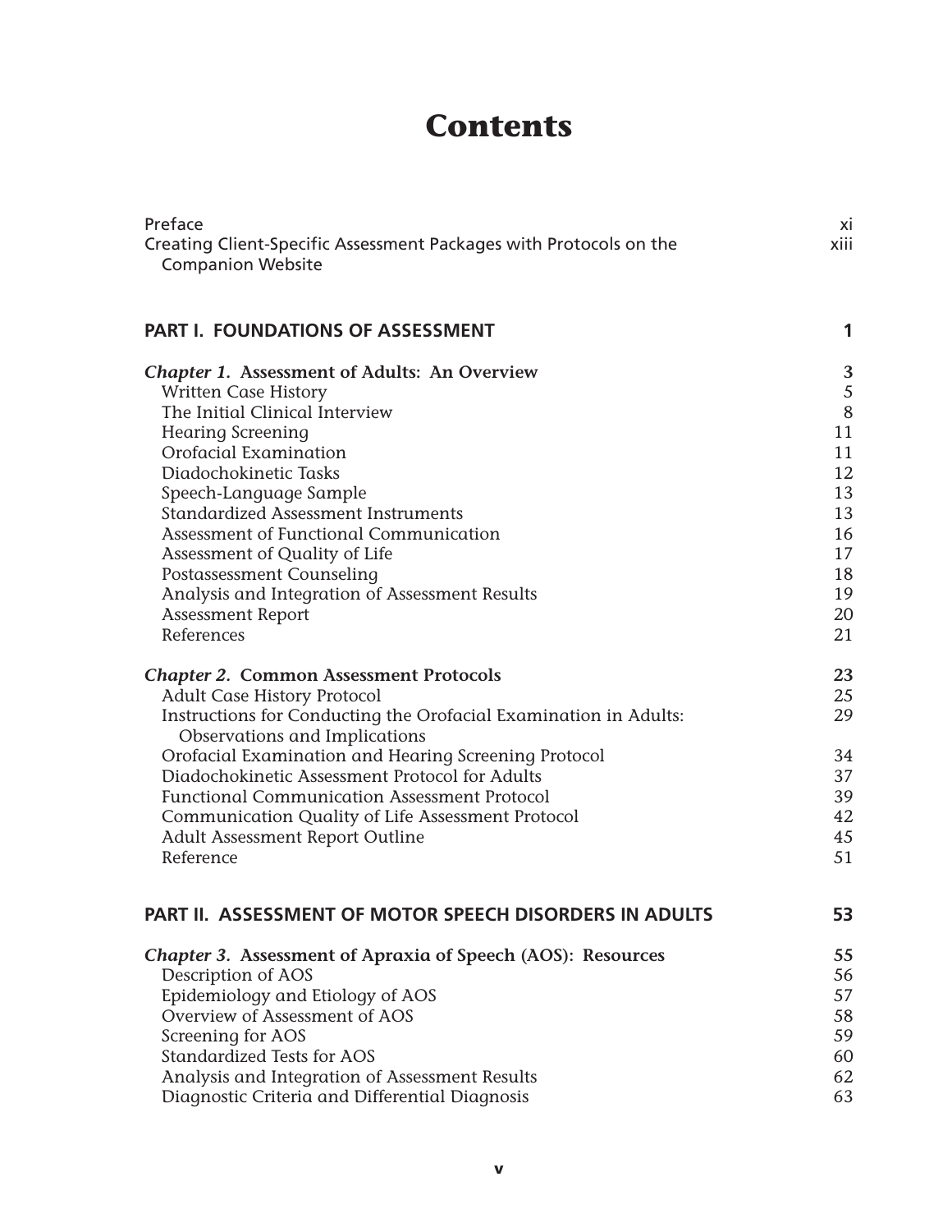# Contents

| | |
|---|---|
| Preface | xi |
| Creating Client-Specific Assessment Packages with Protocols on the Companion Website | xiii |
| **PART I. FOUNDATIONS OF ASSESSMENT** | **1** |
| ***Chapter 1.* Assessment of Adults: An Overview** | **3** |
| Written Case History | 5 |
| The Initial Clinical Interview | 8 |
| Hearing Screening | 11 |
| Orofacial Examination | 11 |
| Diadochokinetic Tasks | 12 |
| Speech-Language Sample | 13 |
| Standardized Assessment Instruments | 13 |
| Assessment of Functional Communication | 16 |
| Assessment of Quality of Life | 17 |
| Postassessment Counseling | 18 |
| Analysis and Integration of Assessment Results | 19 |
| Assessment Report | 20 |
| References | 21 |
| ***Chapter 2.* Common Assessment Protocols** | **23** |
| Adult Case History Protocol | 25 |
| Instructions for Conducting the Orofacial Examination in Adults: Observations and Implications | 29 |
| Orofacial Examination and Hearing Screening Protocol | 34 |
| Diadochokinetic Assessment Protocol for Adults | 37 |
| Functional Communication Assessment Protocol | 39 |
| Communication Quality of Life Assessment Protocol | 42 |
| Adult Assessment Report Outline | 45 |
| Reference | 51 |
| **PART II. ASSESSMENT OF MOTOR SPEECH DISORDERS IN ADULTS** | **53** |
| ***Chapter 3.* Assessment of Apraxia of Speech (AOS): Resources** | **55** |
| Description of AOS | 56 |
| Epidemiology and Etiology of AOS | 57 |
| Overview of Assessment of AOS | 58 |
| Screening for AOS | 59 |
| Standardized Tests for AOS | 60 |
| Analysis and Integration of Assessment Results | 62 |
| Diagnostic Criteria and Differential Diagnosis | 63 |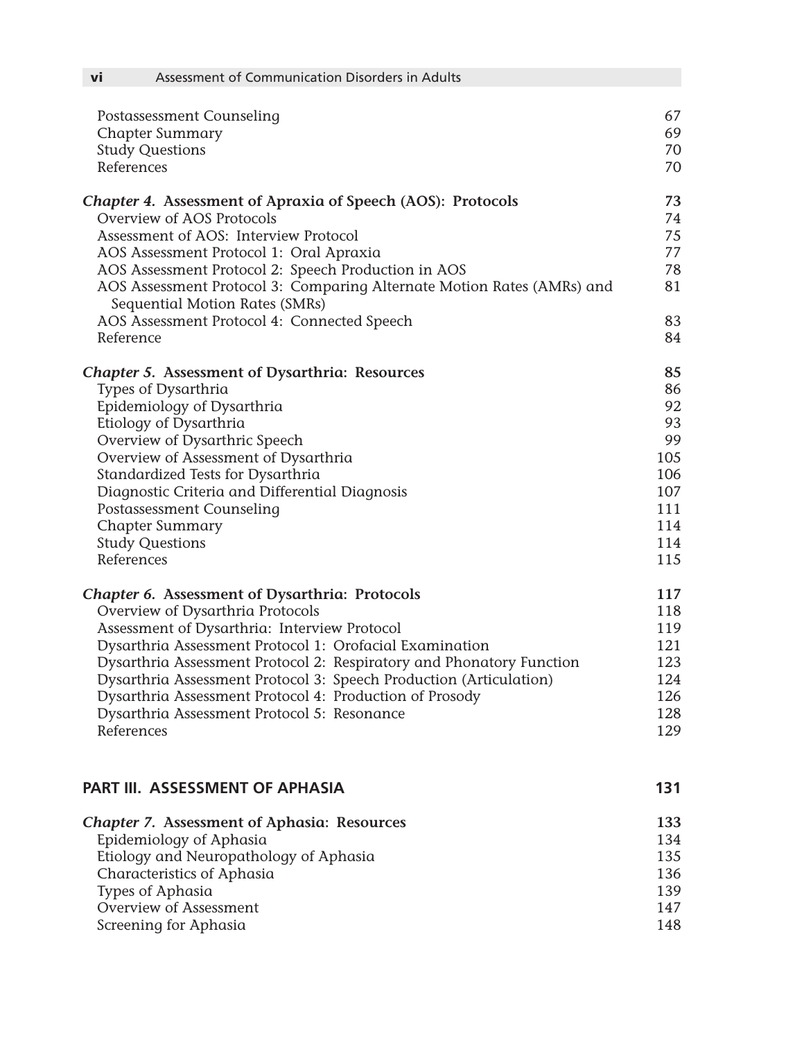| | |
|---|---|
| Postassessment Counseling | 67 |
| Chapter Summary | 69 |
| Study Questions | 70 |
| References | 70 |
| ***Chapter 4.* Assessment of Apraxia of Speech (AOS): Protocols** | **73** |
| Overview of AOS Protocols | 74 |
| Assessment of AOS: Interview Protocol | 75 |
| AOS Assessment Protocol 1: Oral Apraxia | 77 |
| AOS Assessment Protocol 2: Speech Production in AOS | 78 |
| AOS Assessment Protocol 3: Comparing Alternate Motion Rates (AMRs) and Sequential Motion Rates (SMRs) | 81 |
| AOS Assessment Protocol 4: Connected Speech | 83 |
| Reference | 84 |
| ***Chapter 5.* Assessment of Dysarthria: Resources** | **85** |
| Types of Dysarthria | 86 |
| Epidemiology of Dysarthria | 92 |
| Etiology of Dysarthria | 93 |
| Overview of Dysarthric Speech | 99 |
| Overview of Assessment of Dysarthria | 105 |
| Standardized Tests for Dysarthria | 106 |
| Diagnostic Criteria and Differential Diagnosis | 107 |
| Postassessment Counseling | 111 |
| Chapter Summary | 114 |
| Study Questions | 114 |
| References | 115 |
| ***Chapter 6.* Assessment of Dysarthria: Protocols** | **117** |
| Overview of Dysarthria Protocols | 118 |
| Assessment of Dysarthria: Interview Protocol | 119 |
| Dysarthria Assessment Protocol 1: Orofacial Examination | 121 |
| Dysarthria Assessment Protocol 2: Respiratory and Phonatory Function | 123 |
| Dysarthria Assessment Protocol 3: Speech Production (Articulation) | 124 |
| Dysarthria Assessment Protocol 4: Production of Prosody | 126 |
| Dysarthria Assessment Protocol 5: Resonance | 128 |
| References | 129 |

## PART III. ASSESSMENT OF APHASIA — 131

| | |
|---|---|
| ***Chapter 7.* Assessment of Aphasia: Resources** | **133** |
| Epidemiology of Aphasia | 134 |
| Etiology and Neuropathology of Aphasia | 135 |
| Characteristics of Aphasia | 136 |
| Types of Aphasia | 139 |
| Overview of Assessment | 147 |
| Screening for Aphasia | 148 |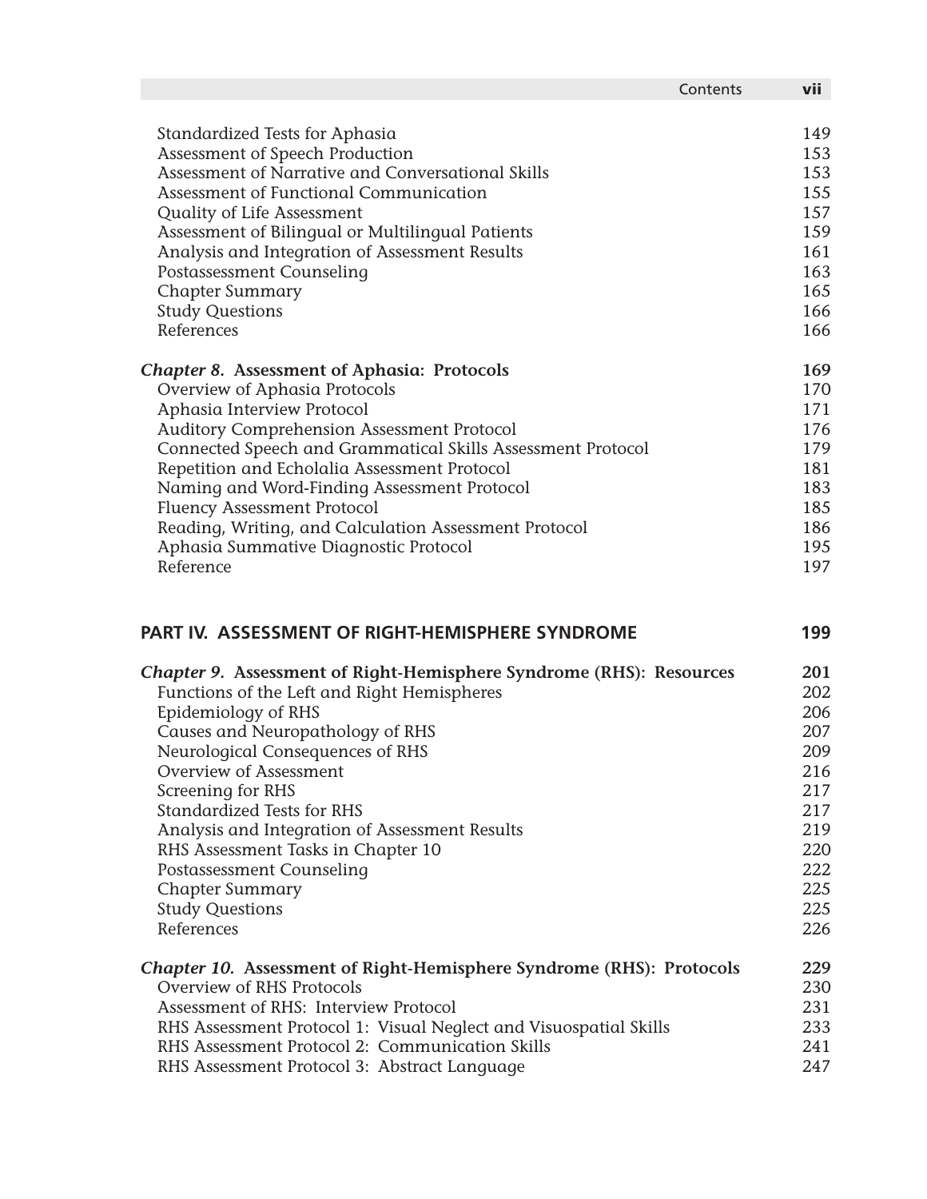| | |
|---|---|
| Standardized Tests for Aphasia | 149 |
| Assessment of Speech Production | 153 |
| Assessment of Narrative and Conversational Skills | 153 |
| Assessment of Functional Communication | 155 |
| Quality of Life Assessment | 157 |
| Assessment of Bilingual or Multilingual Patients | 159 |
| Analysis and Integration of Assessment Results | 161 |
| Postassessment Counseling | 163 |
| Chapter Summary | 165 |
| Study Questions | 166 |
| References | 166 |
| ***Chapter 8.*** **Assessment of Aphasia: Protocols** | **169** |
| Overview of Aphasia Protocols | 170 |
| Aphasia Interview Protocol | 171 |
| Auditory Comprehension Assessment Protocol | 176 |
| Connected Speech and Grammatical Skills Assessment Protocol | 179 |
| Repetition and Echolalia Assessment Protocol | 181 |
| Naming and Word-Finding Assessment Protocol | 183 |
| Fluency Assessment Protocol | 185 |
| Reading, Writing, and Calculation Assessment Protocol | 186 |
| Aphasia Summative Diagnostic Protocol | 195 |
| Reference | 197 |
| **PART IV. ASSESSMENT OF RIGHT-HEMISPHERE SYNDROME** | **199** |
| ***Chapter 9.*** **Assessment of Right-Hemisphere Syndrome (RHS): Resources** | **201** |
| Functions of the Left and Right Hemispheres | 202 |
| Epidemiology of RHS | 206 |
| Causes and Neuropathology of RHS | 207 |
| Neurological Consequences of RHS | 209 |
| Overview of Assessment | 216 |
| Screening for RHS | 217 |
| Standardized Tests for RHS | 217 |
| Analysis and Integration of Assessment Results | 219 |
| RHS Assessment Tasks in Chapter 10 | 220 |
| Postassessment Counseling | 222 |
| Chapter Summary | 225 |
| Study Questions | 225 |
| References | 226 |
| ***Chapter 10.*** **Assessment of Right-Hemisphere Syndrome (RHS): Protocols** | **229** |
| Overview of RHS Protocols | 230 |
| Assessment of RHS: Interview Protocol | 231 |
| RHS Assessment Protocol 1: Visual Neglect and Visuospatial Skills | 233 |
| RHS Assessment Protocol 2: Communication Skills | 241 |
| RHS Assessment Protocol 3: Abstract Language | 247 |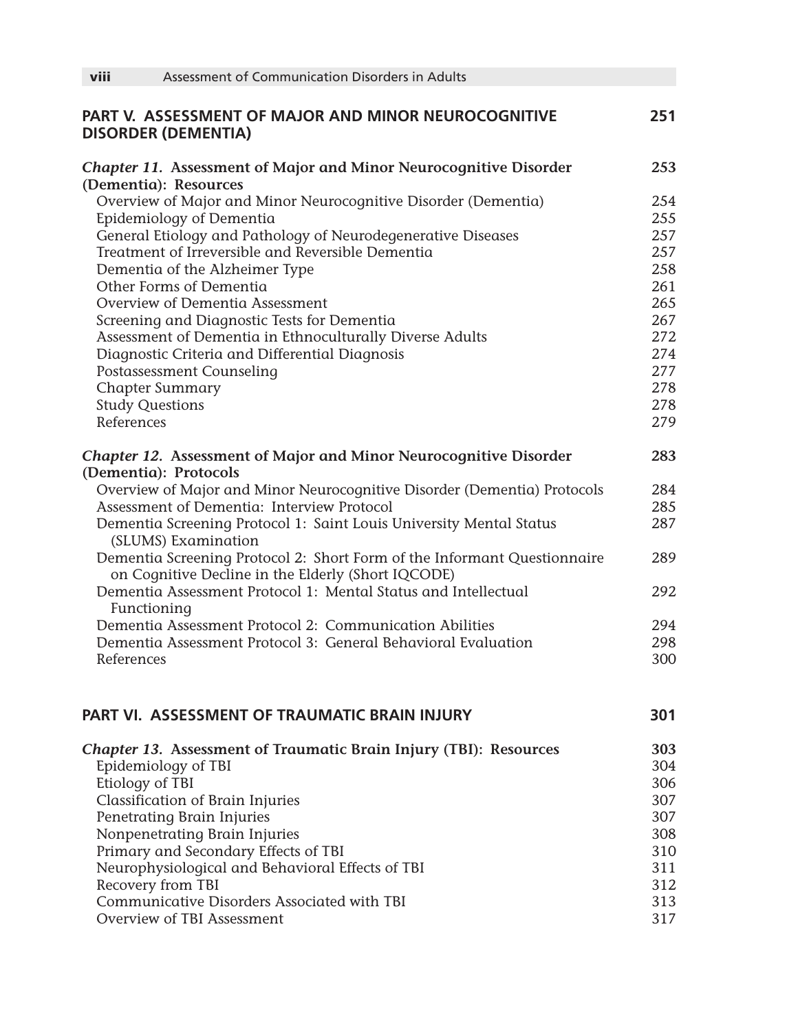**PART V. ASSESSMENT OF MAJOR AND MINOR NEUROCOGNITIVE DISORDER (DEMENTIA)** 251

***Chapter 11.* Assessment of Major and Minor Neurocognitive Disorder (Dementia): Resources** 253

- Overview of Major and Minor Neurocognitive Disorder (Dementia) 254
- Epidemiology of Dementia 255
- General Etiology and Pathology of Neurodegenerative Diseases 257
- Treatment of Irreversible and Reversible Dementia 257
- Dementia of the Alzheimer Type 258
- Other Forms of Dementia 261
- Overview of Dementia Assessment 265
- Screening and Diagnostic Tests for Dementia 267
- Assessment of Dementia in Ethnoculturally Diverse Adults 272
- Diagnostic Criteria and Differential Diagnosis 274
- Postassessment Counseling 277
- Chapter Summary 278
- Study Questions 278
- References 279

***Chapter 12.* Assessment of Major and Minor Neurocognitive Disorder (Dementia): Protocols** 283

- Overview of Major and Minor Neurocognitive Disorder (Dementia) Protocols 284
- Assessment of Dementia: Interview Protocol 285
- Dementia Screening Protocol 1: Saint Louis University Mental Status (SLUMS) Examination 287
- Dementia Screening Protocol 2: Short Form of the Informant Questionnaire on Cognitive Decline in the Elderly (Short IQCODE) 289
- Dementia Assessment Protocol 1: Mental Status and Intellectual Functioning 292
- Dementia Assessment Protocol 2: Communication Abilities 294
- Dementia Assessment Protocol 3: General Behavioral Evaluation 298
- References 300

**PART VI. ASSESSMENT OF TRAUMATIC BRAIN INJURY** 301

***Chapter 13.* Assessment of Traumatic Brain Injury (TBI): Resources** 303

- Epidemiology of TBI 304
- Etiology of TBI 306
- Classification of Brain Injuries 307
- Penetrating Brain Injuries 307
- Nonpenetrating Brain Injuries 308
- Primary and Secondary Effects of TBI 310
- Neurophysiological and Behavioral Effects of TBI 311
- Recovery from TBI 312
- Communicative Disorders Associated with TBI 313
- Overview of TBI Assessment 317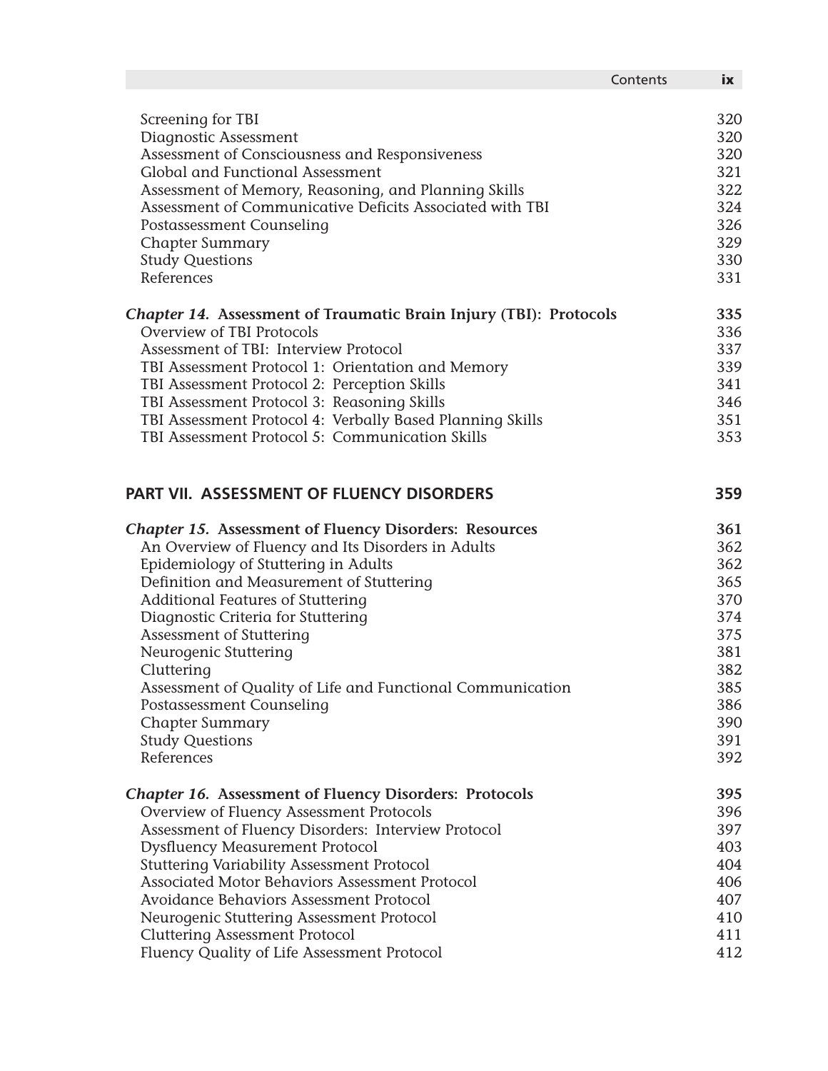| | |
|---|---|
| Screening for TBI | 320 |
| Diagnostic Assessment | 320 |
| Assessment of Consciousness and Responsiveness | 320 |
| Global and Functional Assessment | 321 |
| Assessment of Memory, Reasoning, and Planning Skills | 322 |
| Assessment of Communicative Deficits Associated with TBI | 324 |
| Postassessment Counseling | 326 |
| Chapter Summary | 329 |
| Study Questions | 330 |
| References | 331 |
| ***Chapter 14.* Assessment of Traumatic Brain Injury (TBI): Protocols** | **335** |
| Overview of TBI Protocols | 336 |
| Assessment of TBI: Interview Protocol | 337 |
| TBI Assessment Protocol 1: Orientation and Memory | 339 |
| TBI Assessment Protocol 2: Perception Skills | 341 |
| TBI Assessment Protocol 3: Reasoning Skills | 346 |
| TBI Assessment Protocol 4: Verbally Based Planning Skills | 351 |
| TBI Assessment Protocol 5: Communication Skills | 353 |
| **PART VII. ASSESSMENT OF FLUENCY DISORDERS** | **359** |
| ***Chapter 15.* Assessment of Fluency Disorders: Resources** | **361** |
| An Overview of Fluency and Its Disorders in Adults | 362 |
| Epidemiology of Stuttering in Adults | 362 |
| Definition and Measurement of Stuttering | 365 |
| Additional Features of Stuttering | 370 |
| Diagnostic Criteria for Stuttering | 374 |
| Assessment of Stuttering | 375 |
| Neurogenic Stuttering | 381 |
| Cluttering | 382 |
| Assessment of Quality of Life and Functional Communication | 385 |
| Postassessment Counseling | 386 |
| Chapter Summary | 390 |
| Study Questions | 391 |
| References | 392 |
| ***Chapter 16.* Assessment of Fluency Disorders: Protocols** | **395** |
| Overview of Fluency Assessment Protocols | 396 |
| Assessment of Fluency Disorders: Interview Protocol | 397 |
| Dysfluency Measurement Protocol | 403 |
| Stuttering Variability Assessment Protocol | 404 |
| Associated Motor Behaviors Assessment Protocol | 406 |
| Avoidance Behaviors Assessment Protocol | 407 |
| Neurogenic Stuttering Assessment Protocol | 410 |
| Cluttering Assessment Protocol | 411 |
| Fluency Quality of Life Assessment Protocol | 412 |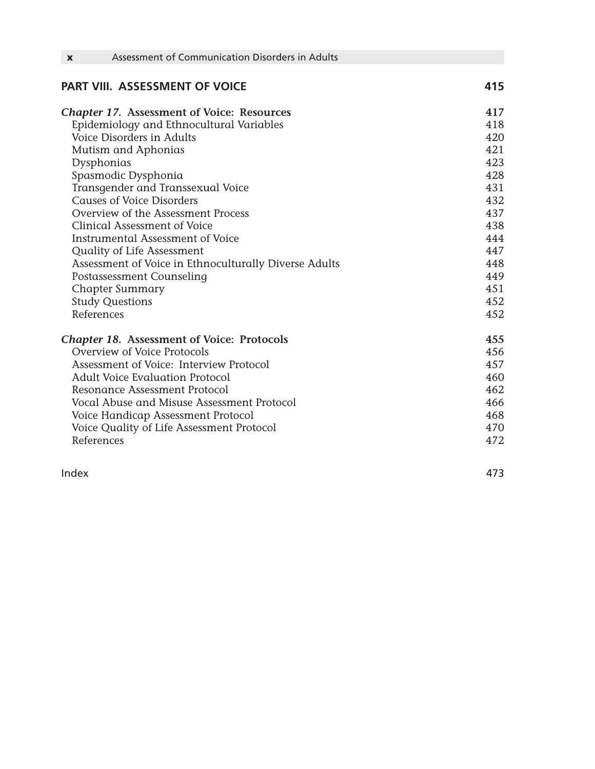**PART VIII. ASSESSMENT OF VOICE** 415

***Chapter 17.* Assessment of Voice: Resources** 417

- Epidemiology and Ethnocultural Variables 418
- Voice Disorders in Adults 420
- Mutism and Aphonias 421
- Dysphonias 423
- Spasmodic Dysphonia 428
- Transgender and Transsexual Voice 431
- Causes of Voice Disorders 432
- Overview of the Assessment Process 437
- Clinical Assessment of Voice 438
- Instrumental Assessment of Voice 444
- Quality of Life Assessment 447
- Assessment of Voice in Ethnoculturally Diverse Adults 448
- Postassessment Counseling 449
- Chapter Summary 451
- Study Questions 452
- References 452

***Chapter 18.* Assessment of Voice: Protocols** 455

- Overview of Voice Protocols 456
- Assessment of Voice: Interview Protocol 457
- Adult Voice Evaluation Protocol 460
- Resonance Assessment Protocol 462
- Vocal Abuse and Misuse Assessment Protocol 466
- Voice Handicap Assessment Protocol 468
- Voice Quality of Life Assessment Protocol 470
- References 472

Index 473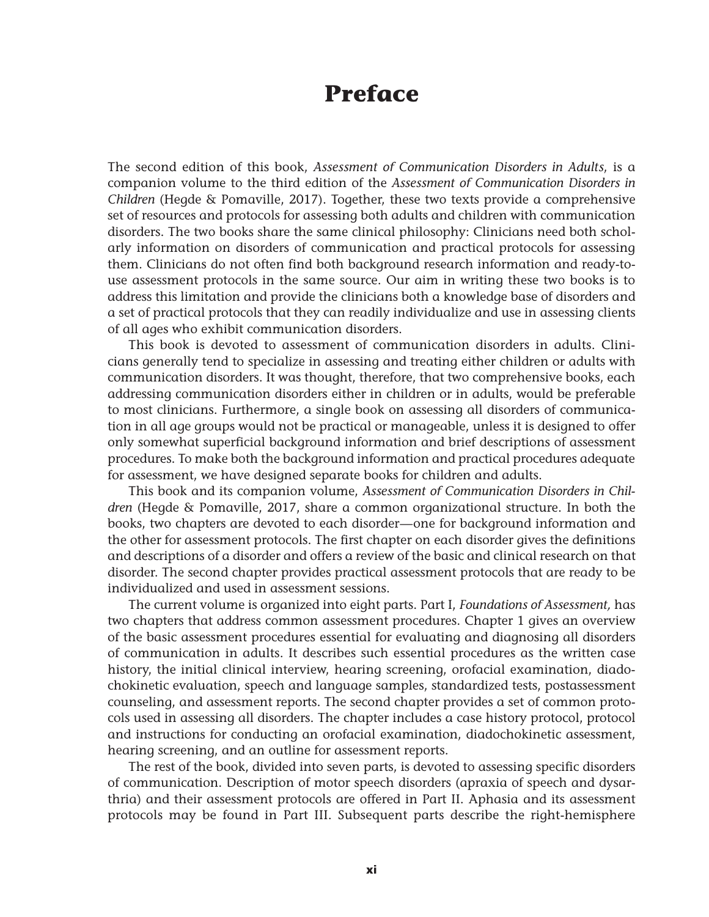# Preface

The second edition of this book, *Assessment of Communication Disorders in Adults*, is a companion volume to the third edition of the *Assessment of Communication Disorders in Children* (Hegde & Pomaville, 2017). Together, these two texts provide a comprehensive set of resources and protocols for assessing both adults and children with communication disorders. The two books share the same clinical philosophy: Clinicians need both scholarly information on disorders of communication and practical protocols for assessing them. Clinicians do not often find both background research information and ready-to-use assessment protocols in the same source. Our aim in writing these two books is to address this limitation and provide the clinicians both a knowledge base of disorders and a set of practical protocols that they can readily individualize and use in assessing clients of all ages who exhibit communication disorders.

This book is devoted to assessment of communication disorders in adults. Clinicians generally tend to specialize in assessing and treating either children or adults with communication disorders. It was thought, therefore, that two comprehensive books, each addressing communication disorders either in children or in adults, would be preferable to most clinicians. Furthermore, a single book on assessing all disorders of communication in all age groups would not be practical or manageable, unless it is designed to offer only somewhat superficial background information and brief descriptions of assessment procedures. To make both the background information and practical procedures adequate for assessment, we have designed separate books for children and adults.

This book and its companion volume, *Assessment of Communication Disorders in Children* (Hegde & Pomaville, 2017, share a common organizational structure. In both the books, two chapters are devoted to each disorder—one for background information and the other for assessment protocols. The first chapter on each disorder gives the definitions and descriptions of a disorder and offers a review of the basic and clinical research on that disorder. The second chapter provides practical assessment protocols that are ready to be individualized and used in assessment sessions.

The current volume is organized into eight parts. Part I, *Foundations of Assessment,* has two chapters that address common assessment procedures. Chapter 1 gives an overview of the basic assessment procedures essential for evaluating and diagnosing all disorders of communication in adults. It describes such essential procedures as the written case history, the initial clinical interview, hearing screening, orofacial examination, diadochokinetic evaluation, speech and language samples, standardized tests, postassessment counseling, and assessment reports. The second chapter provides a set of common protocols used in assessing all disorders. The chapter includes a case history protocol, protocol and instructions for conducting an orofacial examination, diadochokinetic assessment, hearing screening, and an outline for assessment reports.

The rest of the book, divided into seven parts, is devoted to assessing specific disorders of communication. Description of motor speech disorders (apraxia of speech and dysarthria) and their assessment protocols are offered in Part II. Aphasia and its assessment protocols may be found in Part III. Subsequent parts describe the right-hemisphere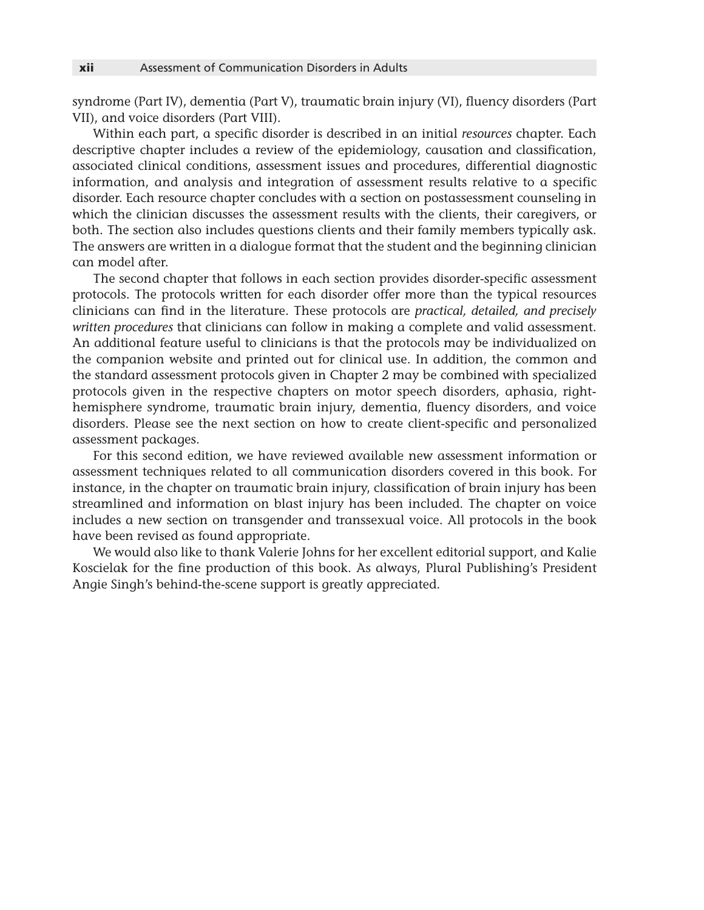syndrome (Part IV), dementia (Part V), traumatic brain injury (VI), fluency disorders (Part VII), and voice disorders (Part VIII).

Within each part, a specific disorder is described in an initial *resources* chapter. Each descriptive chapter includes a review of the epidemiology, causation and classification, associated clinical conditions, assessment issues and procedures, differential diagnostic information, and analysis and integration of assessment results relative to a specific disorder. Each resource chapter concludes with a section on postassessment counseling in which the clinician discusses the assessment results with the clients, their caregivers, or both. The section also includes questions clients and their family members typically ask. The answers are written in a dialogue format that the student and the beginning clinician can model after.

The second chapter that follows in each section provides disorder-specific assessment protocols. The protocols written for each disorder offer more than the typical resources clinicians can find in the literature. These protocols are *practical, detailed, and precisely written procedures* that clinicians can follow in making a complete and valid assessment. An additional feature useful to clinicians is that the protocols may be individualized on the companion website and printed out for clinical use. In addition, the common and the standard assessment protocols given in Chapter 2 may be combined with specialized protocols given in the respective chapters on motor speech disorders, aphasia, right-hemisphere syndrome, traumatic brain injury, dementia, fluency disorders, and voice disorders. Please see the next section on how to create client-specific and personalized assessment packages.

For this second edition, we have reviewed available new assessment information or assessment techniques related to all communication disorders covered in this book. For instance, in the chapter on traumatic brain injury, classification of brain injury has been streamlined and information on blast injury has been included. The chapter on voice includes a new section on transgender and transsexual voice. All protocols in the book have been revised as found appropriate.

We would also like to thank Valerie Johns for her excellent editorial support, and Kalie Koscielak for the fine production of this book. As always, Plural Publishing's President Angie Singh's behind-the-scene support is greatly appreciated.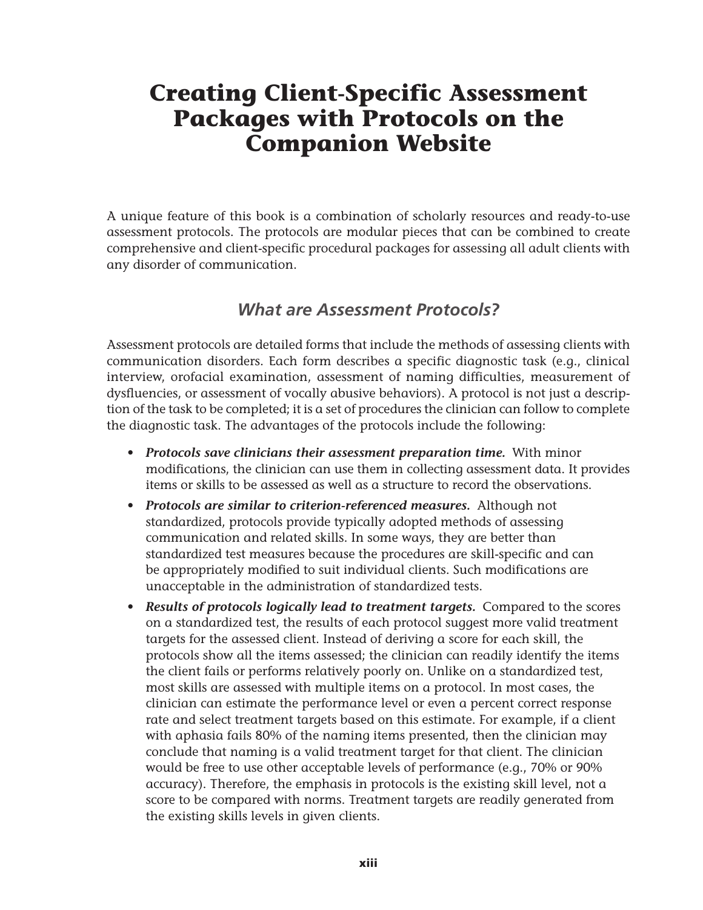# Creating Client-Specific Assessment Packages with Protocols on the Companion Website

A unique feature of this book is a combination of scholarly resources and ready-to-use assessment protocols. The protocols are modular pieces that can be combined to create comprehensive and client-specific procedural packages for assessing all adult clients with any disorder of communication.

## *What are Assessment Protocols?*

Assessment protocols are detailed forms that include the methods of assessing clients with communication disorders. Each form describes a specific diagnostic task (e.g., clinical interview, orofacial examination, assessment of naming difficulties, measurement of dysfluencies, or assessment of vocally abusive behaviors). A protocol is not just a description of the task to be completed; it is a set of procedures the clinician can follow to complete the diagnostic task. The advantages of the protocols include the following:

- ***Protocols save clinicians their assessment preparation time.*** With minor modifications, the clinician can use them in collecting assessment data. It provides items or skills to be assessed as well as a structure to record the observations.
- ***Protocols are similar to criterion-referenced measures.*** Although not standardized, protocols provide typically adopted methods of assessing communication and related skills. In some ways, they are better than standardized test measures because the procedures are skill-specific and can be appropriately modified to suit individual clients. Such modifications are unacceptable in the administration of standardized tests.
- ***Results of protocols logically lead to treatment targets.*** Compared to the scores on a standardized test, the results of each protocol suggest more valid treatment targets for the assessed client. Instead of deriving a score for each skill, the protocols show all the items assessed; the clinician can readily identify the items the client fails or performs relatively poorly on. Unlike on a standardized test, most skills are assessed with multiple items on a protocol. In most cases, the clinician can estimate the performance level or even a percent correct response rate and select treatment targets based on this estimate. For example, if a client with aphasia fails 80% of the naming items presented, then the clinician may conclude that naming is a valid treatment target for that client. The clinician would be free to use other acceptable levels of performance (e.g., 70% or 90% accuracy). Therefore, the emphasis in protocols is the existing skill level, not a score to be compared with norms. Treatment targets are readily generated from the existing skills levels in given clients.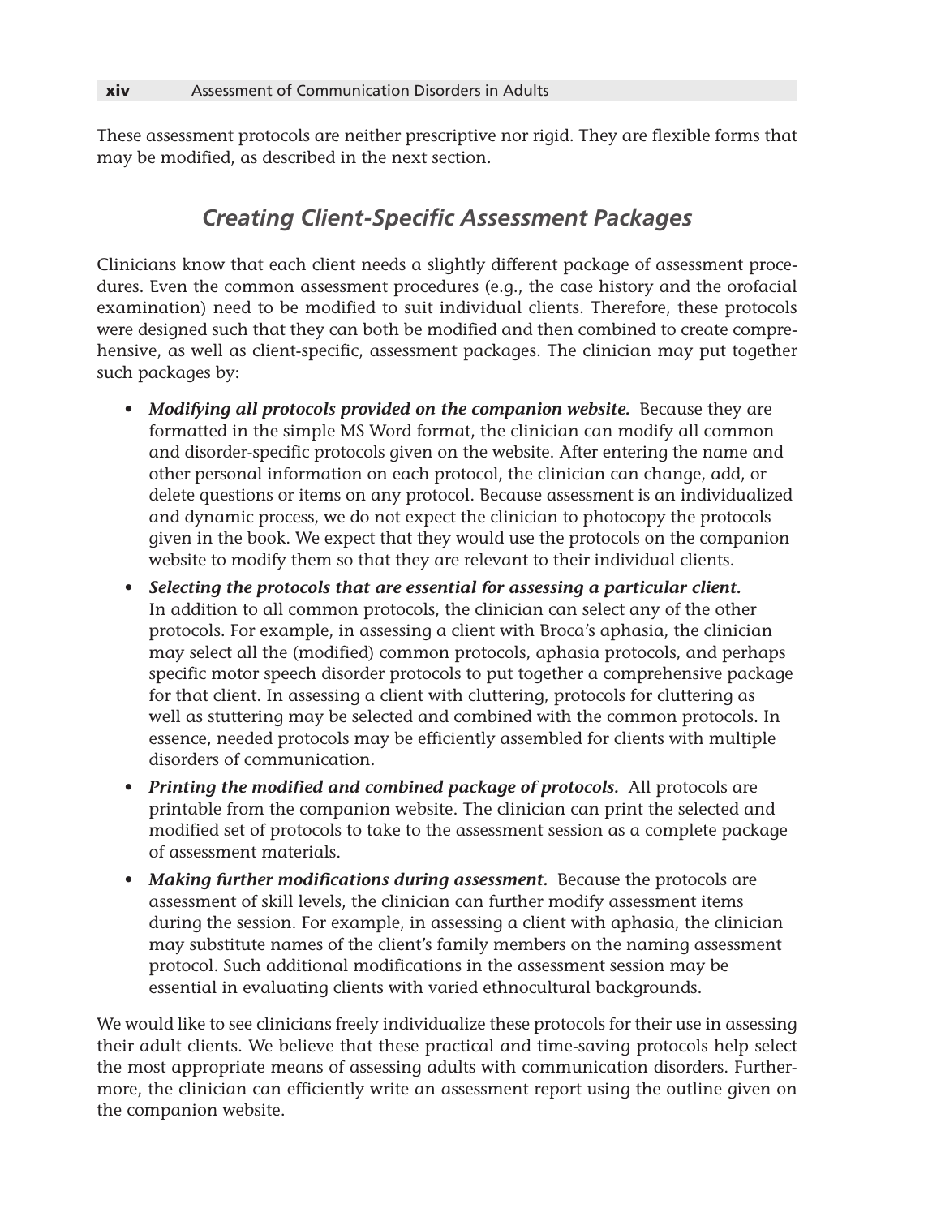These assessment protocols are neither prescriptive nor rigid. They are flexible forms that may be modified, as described in the next section.

## *Creating Client-Specific Assessment Packages*

Clinicians know that each client needs a slightly different package of assessment procedures. Even the common assessment procedures (e.g., the case history and the orofacial examination) need to be modified to suit individual clients. Therefore, these protocols were designed such that they can both be modified and then combined to create comprehensive, as well as client-specific, assessment packages. The clinician may put together such packages by:

- ***Modifying all protocols provided on the companion website.*** Because they are formatted in the simple MS Word format, the clinician can modify all common and disorder-specific protocols given on the website. After entering the name and other personal information on each protocol, the clinician can change, add, or delete questions or items on any protocol. Because assessment is an individualized and dynamic process, we do not expect the clinician to photocopy the protocols given in the book. We expect that they would use the protocols on the companion website to modify them so that they are relevant to their individual clients.
- ***Selecting the protocols that are essential for assessing a particular client.*** In addition to all common protocols, the clinician can select any of the other protocols. For example, in assessing a client with Broca's aphasia, the clinician may select all the (modified) common protocols, aphasia protocols, and perhaps specific motor speech disorder protocols to put together a comprehensive package for that client. In assessing a client with cluttering, protocols for cluttering as well as stuttering may be selected and combined with the common protocols. In essence, needed protocols may be efficiently assembled for clients with multiple disorders of communication.
- ***Printing the modified and combined package of protocols.*** All protocols are printable from the companion website. The clinician can print the selected and modified set of protocols to take to the assessment session as a complete package of assessment materials.
- ***Making further modifications during assessment.*** Because the protocols are assessment of skill levels, the clinician can further modify assessment items during the session. For example, in assessing a client with aphasia, the clinician may substitute names of the client's family members on the naming assessment protocol. Such additional modifications in the assessment session may be essential in evaluating clients with varied ethnocultural backgrounds.

We would like to see clinicians freely individualize these protocols for their use in assessing their adult clients. We believe that these practical and time-saving protocols help select the most appropriate means of assessing adults with communication disorders. Furthermore, the clinician can efficiently write an assessment report using the outline given on the companion website.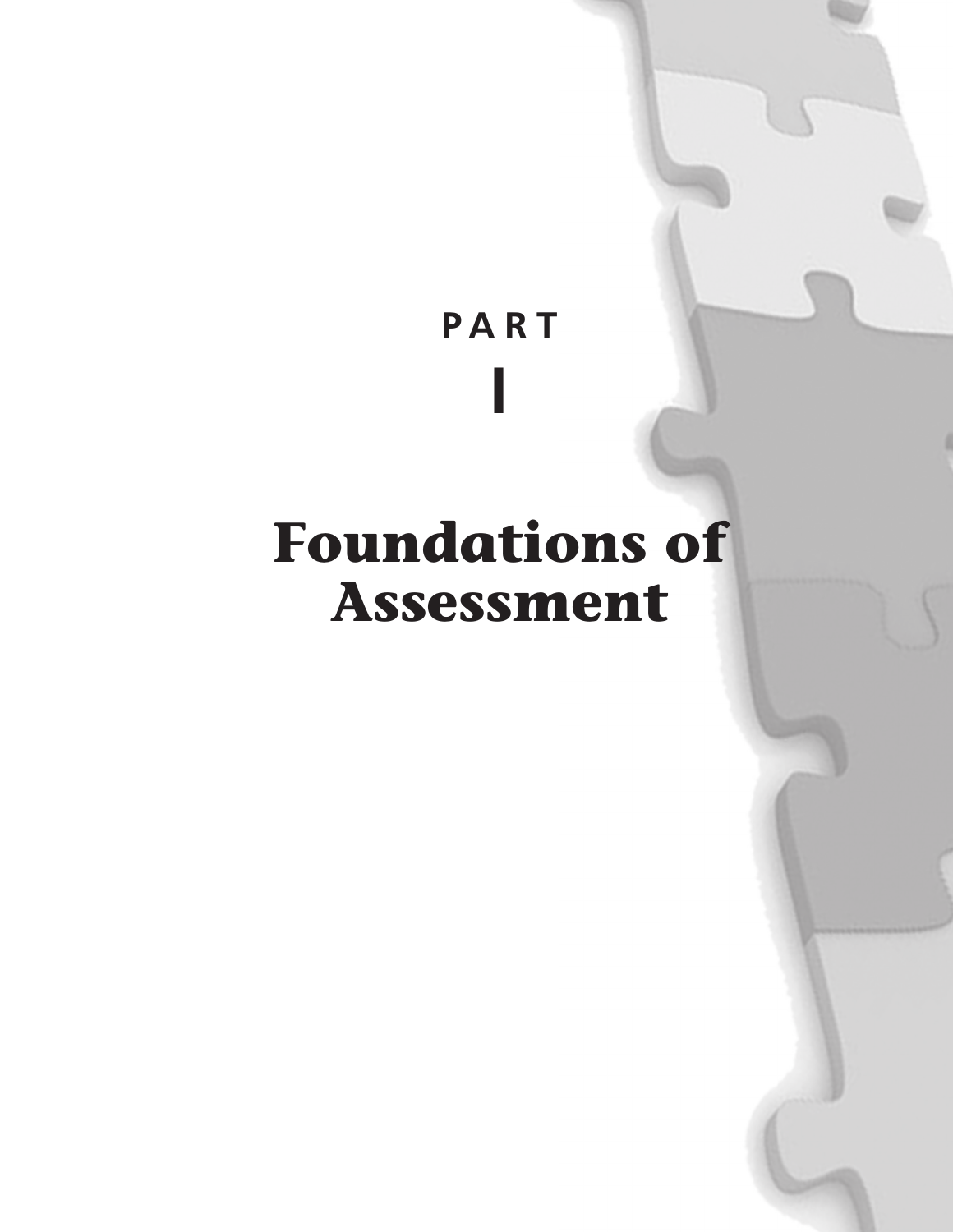# PART I

# Foundations of Assessment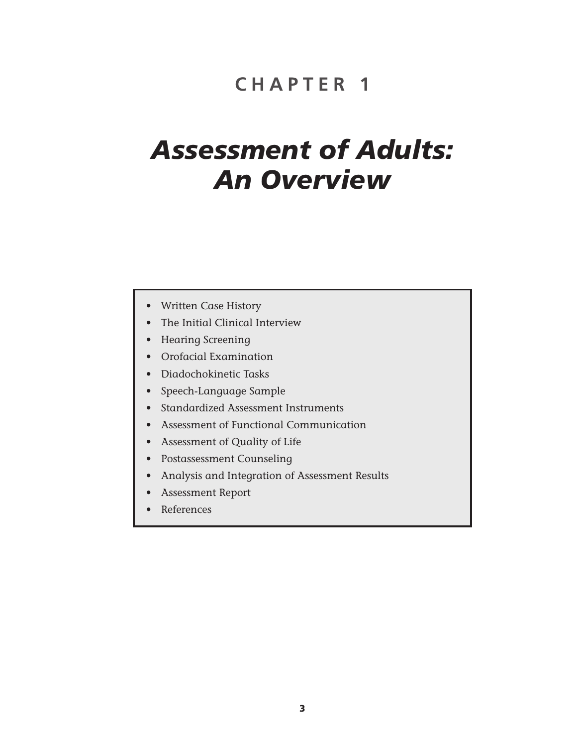# CHAPTER 1

# *Assessment of Adults: An Overview*

- Written Case History
- The Initial Clinical Interview
- Hearing Screening
- Orofacial Examination
- Diadochokinetic Tasks
- Speech-Language Sample
- Standardized Assessment Instruments
- Assessment of Functional Communication
- Assessment of Quality of Life
- Postassessment Counseling
- Analysis and Integration of Assessment Results
- Assessment Report
- References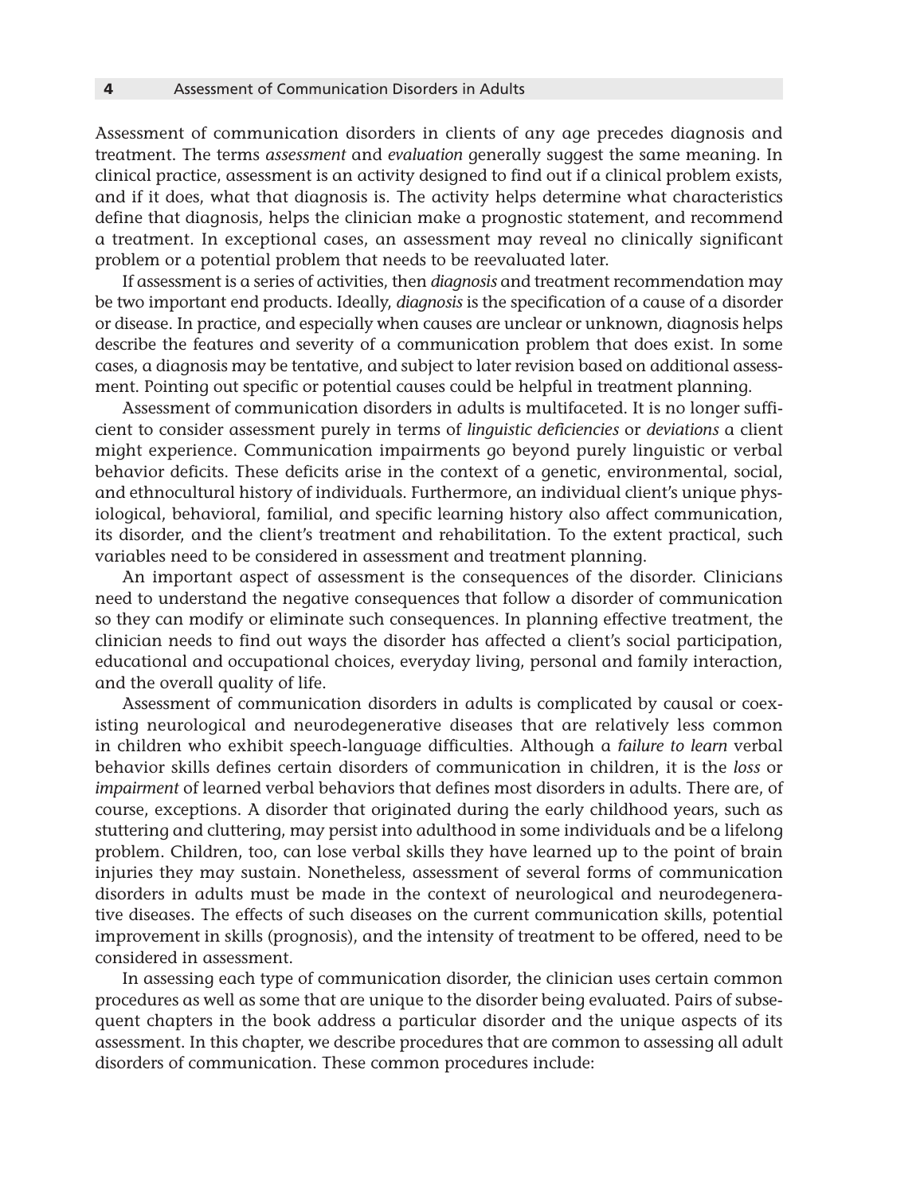Assessment of communication disorders in clients of any age precedes diagnosis and treatment. The terms *assessment* and *evaluation* generally suggest the same meaning. In clinical practice, assessment is an activity designed to find out if a clinical problem exists, and if it does, what that diagnosis is. The activity helps determine what characteristics define that diagnosis, helps the clinician make a prognostic statement, and recommend a treatment. In exceptional cases, an assessment may reveal no clinically significant problem or a potential problem that needs to be reevaluated later.

If assessment is a series of activities, then *diagnosis* and treatment recommendation may be two important end products. Ideally, *diagnosis* is the specification of a cause of a disorder or disease. In practice, and especially when causes are unclear or unknown, diagnosis helps describe the features and severity of a communication problem that does exist. In some cases, a diagnosis may be tentative, and subject to later revision based on additional assessment. Pointing out specific or potential causes could be helpful in treatment planning.

Assessment of communication disorders in adults is multifaceted. It is no longer sufficient to consider assessment purely in terms of *linguistic deficiencies* or *deviations* a client might experience. Communication impairments go beyond purely linguistic or verbal behavior deficits. These deficits arise in the context of a genetic, environmental, social, and ethnocultural history of individuals. Furthermore, an individual client's unique physiological, behavioral, familial, and specific learning history also affect communication, its disorder, and the client's treatment and rehabilitation. To the extent practical, such variables need to be considered in assessment and treatment planning.

An important aspect of assessment is the consequences of the disorder. Clinicians need to understand the negative consequences that follow a disorder of communication so they can modify or eliminate such consequences. In planning effective treatment, the clinician needs to find out ways the disorder has affected a client's social participation, educational and occupational choices, everyday living, personal and family interaction, and the overall quality of life.

Assessment of communication disorders in adults is complicated by causal or coexisting neurological and neurodegenerative diseases that are relatively less common in children who exhibit speech-language difficulties. Although a *failure to learn* verbal behavior skills defines certain disorders of communication in children, it is the *loss* or *impairment* of learned verbal behaviors that defines most disorders in adults. There are, of course, exceptions. A disorder that originated during the early childhood years, such as stuttering and cluttering, may persist into adulthood in some individuals and be a lifelong problem. Children, too, can lose verbal skills they have learned up to the point of brain injuries they may sustain. Nonetheless, assessment of several forms of communication disorders in adults must be made in the context of neurological and neurodegenerative diseases. The effects of such diseases on the current communication skills, potential improvement in skills (prognosis), and the intensity of treatment to be offered, need to be considered in assessment.

In assessing each type of communication disorder, the clinician uses certain common procedures as well as some that are unique to the disorder being evaluated. Pairs of subsequent chapters in the book address a particular disorder and the unique aspects of its assessment. In this chapter, we describe procedures that are common to assessing all adult disorders of communication. These common procedures include: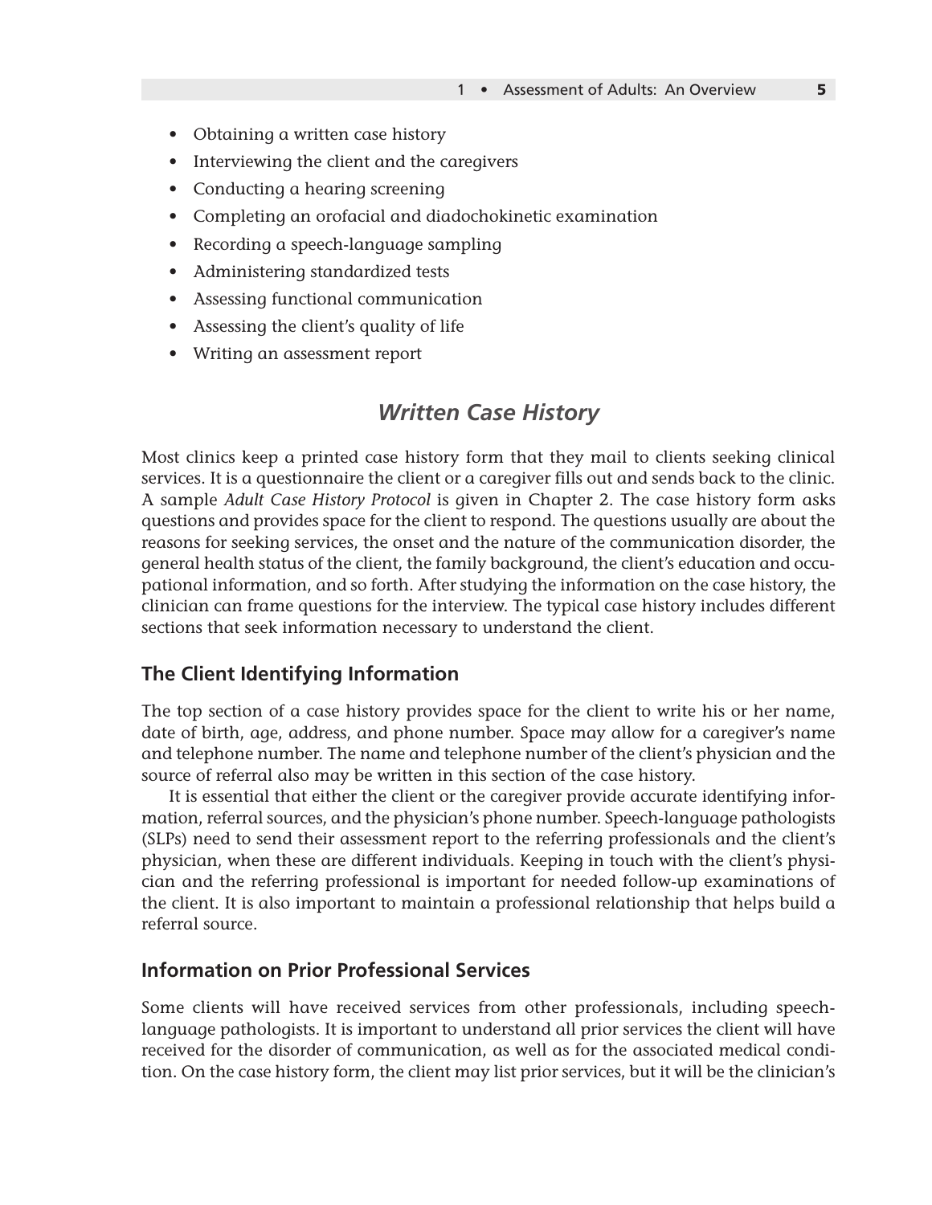- Obtaining a written case history
- Interviewing the client and the caregivers
- Conducting a hearing screening
- Completing an orofacial and diadochokinetic examination
- Recording a speech-language sampling
- Administering standardized tests
- Assessing functional communication
- Assessing the client's quality of life
- Writing an assessment report

## *Written Case History*

Most clinics keep a printed case history form that they mail to clients seeking clinical services. It is a questionnaire the client or a caregiver fills out and sends back to the clinic. A sample *Adult Case History Protocol* is given in Chapter 2. The case history form asks questions and provides space for the client to respond. The questions usually are about the reasons for seeking services, the onset and the nature of the communication disorder, the general health status of the client, the family background, the client's education and occupational information, and so forth. After studying the information on the case history, the clinician can frame questions for the interview. The typical case history includes different sections that seek information necessary to understand the client.

### The Client Identifying Information

The top section of a case history provides space for the client to write his or her name, date of birth, age, address, and phone number. Space may allow for a caregiver's name and telephone number. The name and telephone number of the client's physician and the source of referral also may be written in this section of the case history.

It is essential that either the client or the caregiver provide accurate identifying information, referral sources, and the physician's phone number. Speech-language pathologists (SLPs) need to send their assessment report to the referring professionals and the client's physician, when these are different individuals. Keeping in touch with the client's physician and the referring professional is important for needed follow-up examinations of the client. It is also important to maintain a professional relationship that helps build a referral source.

### Information on Prior Professional Services

Some clients will have received services from other professionals, including speech-language pathologists. It is important to understand all prior services the client will have received for the disorder of communication, as well as for the associated medical condition. On the case history form, the client may list prior services, but it will be the clinician's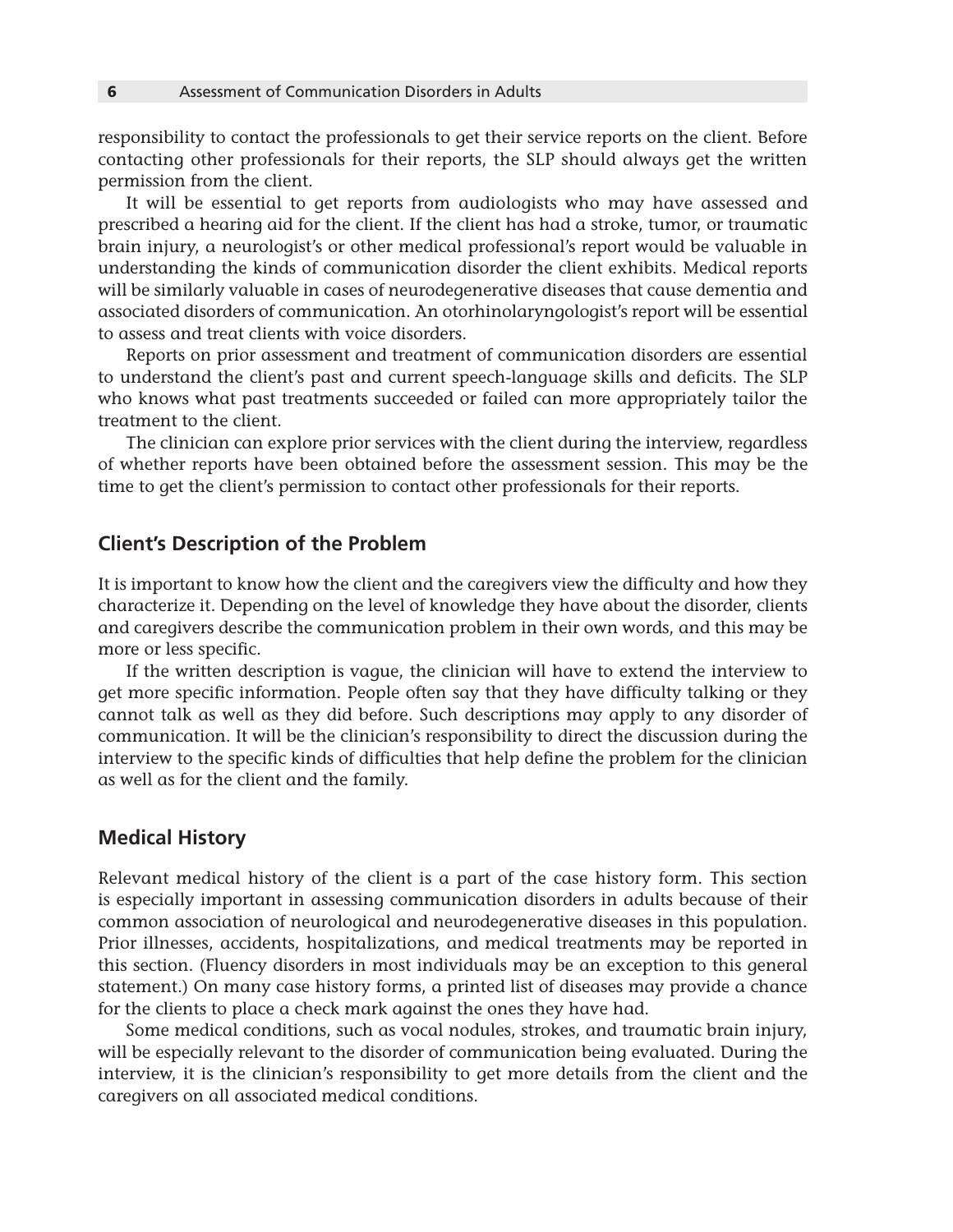responsibility to contact the professionals to get their service reports on the client. Before contacting other professionals for their reports, the SLP should always get the written permission from the client.

It will be essential to get reports from audiologists who may have assessed and prescribed a hearing aid for the client. If the client has had a stroke, tumor, or traumatic brain injury, a neurologist's or other medical professional's report would be valuable in understanding the kinds of communication disorder the client exhibits. Medical reports will be similarly valuable in cases of neurodegenerative diseases that cause dementia and associated disorders of communication. An otorhinolaryngologist's report will be essential to assess and treat clients with voice disorders.

Reports on prior assessment and treatment of communication disorders are essential to understand the client's past and current speech-language skills and deficits. The SLP who knows what past treatments succeeded or failed can more appropriately tailor the treatment to the client.

The clinician can explore prior services with the client during the interview, regardless of whether reports have been obtained before the assessment session. This may be the time to get the client's permission to contact other professionals for their reports.

## Client's Description of the Problem

It is important to know how the client and the caregivers view the difficulty and how they characterize it. Depending on the level of knowledge they have about the disorder, clients and caregivers describe the communication problem in their own words, and this may be more or less specific.

If the written description is vague, the clinician will have to extend the interview to get more specific information. People often say that they have difficulty talking or they cannot talk as well as they did before. Such descriptions may apply to any disorder of communication. It will be the clinician's responsibility to direct the discussion during the interview to the specific kinds of difficulties that help define the problem for the clinician as well as for the client and the family.

## Medical History

Relevant medical history of the client is a part of the case history form. This section is especially important in assessing communication disorders in adults because of their common association of neurological and neurodegenerative diseases in this population. Prior illnesses, accidents, hospitalizations, and medical treatments may be reported in this section. (Fluency disorders in most individuals may be an exception to this general statement.) On many case history forms, a printed list of diseases may provide a chance for the clients to place a check mark against the ones they have had.

Some medical conditions, such as vocal nodules, strokes, and traumatic brain injury, will be especially relevant to the disorder of communication being evaluated. During the interview, it is the clinician's responsibility to get more details from the client and the caregivers on all associated medical conditions.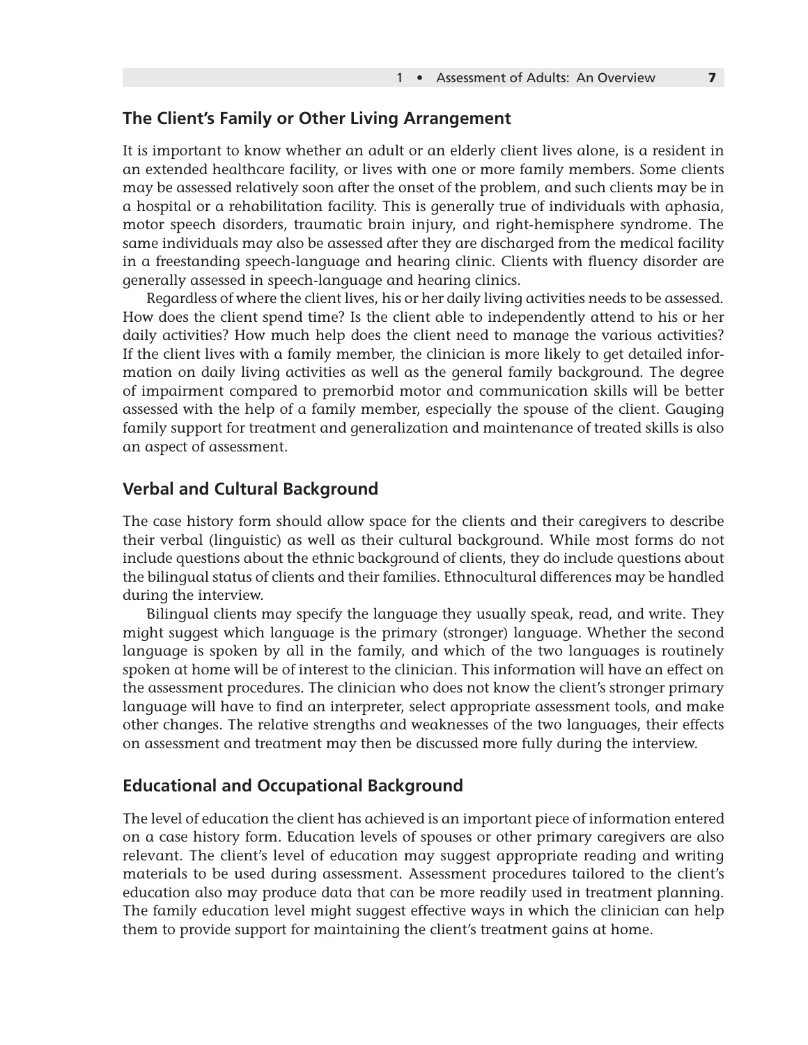## The Client's Family or Other Living Arrangement

It is important to know whether an adult or an elderly client lives alone, is a resident in an extended healthcare facility, or lives with one or more family members. Some clients may be assessed relatively soon after the onset of the problem, and such clients may be in a hospital or a rehabilitation facility. This is generally true of individuals with aphasia, motor speech disorders, traumatic brain injury, and right-hemisphere syndrome. The same individuals may also be assessed after they are discharged from the medical facility in a freestanding speech-language and hearing clinic. Clients with fluency disorder are generally assessed in speech-language and hearing clinics.

Regardless of where the client lives, his or her daily living activities needs to be assessed. How does the client spend time? Is the client able to independently attend to his or her daily activities? How much help does the client need to manage the various activities? If the client lives with a family member, the clinician is more likely to get detailed information on daily living activities as well as the general family background. The degree of impairment compared to premorbid motor and communication skills will be better assessed with the help of a family member, especially the spouse of the client. Gauging family support for treatment and generalization and maintenance of treated skills is also an aspect of assessment.

## Verbal and Cultural Background

The case history form should allow space for the clients and their caregivers to describe their verbal (linguistic) as well as their cultural background. While most forms do not include questions about the ethnic background of clients, they do include questions about the bilingual status of clients and their families. Ethnocultural differences may be handled during the interview.

Bilingual clients may specify the language they usually speak, read, and write. They might suggest which language is the primary (stronger) language. Whether the second language is spoken by all in the family, and which of the two languages is routinely spoken at home will be of interest to the clinician. This information will have an effect on the assessment procedures. The clinician who does not know the client's stronger primary language will have to find an interpreter, select appropriate assessment tools, and make other changes. The relative strengths and weaknesses of the two languages, their effects on assessment and treatment may then be discussed more fully during the interview.

## Educational and Occupational Background

The level of education the client has achieved is an important piece of information entered on a case history form. Education levels of spouses or other primary caregivers are also relevant. The client's level of education may suggest appropriate reading and writing materials to be used during assessment. Assessment procedures tailored to the client's education also may produce data that can be more readily used in treatment planning. The family education level might suggest effective ways in which the clinician can help them to provide support for maintaining the client's treatment gains at home.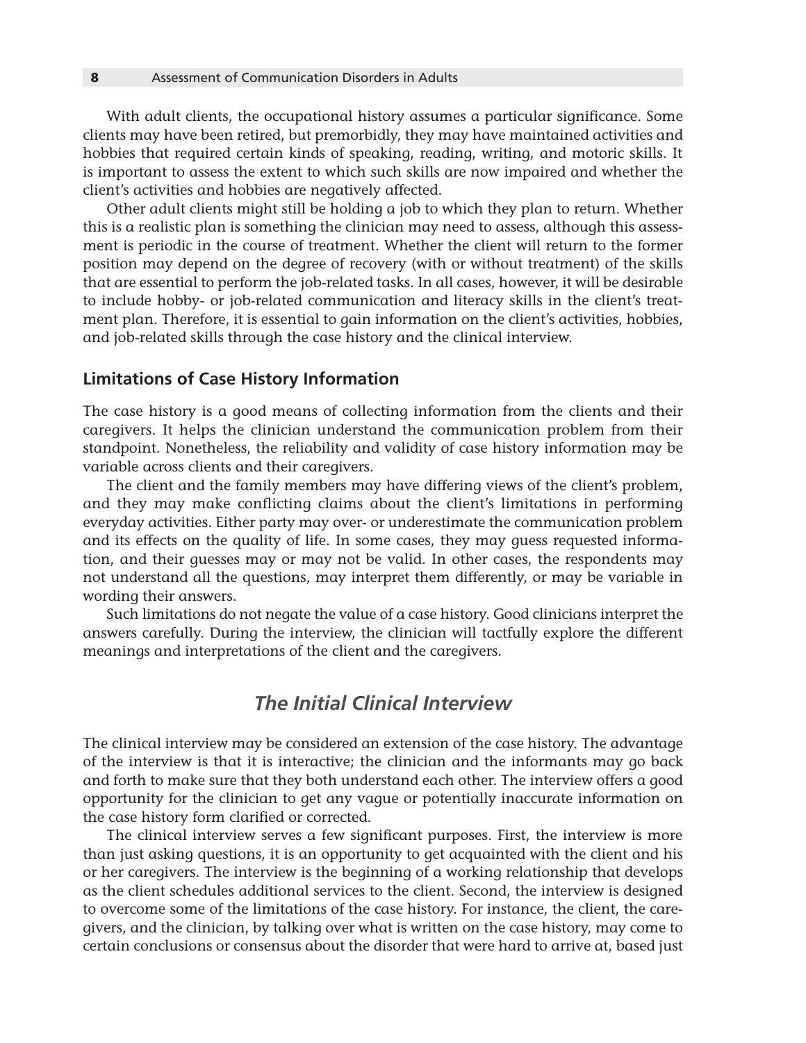With adult clients, the occupational history assumes a particular significance. Some clients may have been retired, but premorbidly, they may have maintained activities and hobbies that required certain kinds of speaking, reading, writing, and motoric skills. It is important to assess the extent to which such skills are now impaired and whether the client's activities and hobbies are negatively affected.

Other adult clients might still be holding a job to which they plan to return. Whether this is a realistic plan is something the clinician may need to assess, although this assessment is periodic in the course of treatment. Whether the client will return to the former position may depend on the degree of recovery (with or without treatment) of the skills that are essential to perform the job-related tasks. In all cases, however, it will be desirable to include hobby- or job-related communication and literacy skills in the client's treatment plan. Therefore, it is essential to gain information on the client's activities, hobbies, and job-related skills through the case history and the clinical interview.

### Limitations of Case History Information

The case history is a good means of collecting information from the clients and their caregivers. It helps the clinician understand the communication problem from their standpoint. Nonetheless, the reliability and validity of case history information may be variable across clients and their caregivers.

The client and the family members may have differing views of the client's problem, and they may make conflicting claims about the client's limitations in performing everyday activities. Either party may over- or underestimate the communication problem and its effects on the quality of life. In some cases, they may guess requested information, and their guesses may or may not be valid. In other cases, the respondents may not understand all the questions, may interpret them differently, or may be variable in wording their answers.

Such limitations do not negate the value of a case history. Good clinicians interpret the answers carefully. During the interview, the clinician will tactfully explore the different meanings and interpretations of the client and the caregivers.

## *The Initial Clinical Interview*

The clinical interview may be considered an extension of the case history. The advantage of the interview is that it is interactive; the clinician and the informants may go back and forth to make sure that they both understand each other. The interview offers a good opportunity for the clinician to get any vague or potentially inaccurate information on the case history form clarified or corrected.

The clinical interview serves a few significant purposes. First, the interview is more than just asking questions, it is an opportunity to get acquainted with the client and his or her caregivers. The interview is the beginning of a working relationship that develops as the client schedules additional services to the client. Second, the interview is designed to overcome some of the limitations of the case history. For instance, the client, the caregivers, and the clinician, by talking over what is written on the case history, may come to certain conclusions or consensus about the disorder that were hard to arrive at, based just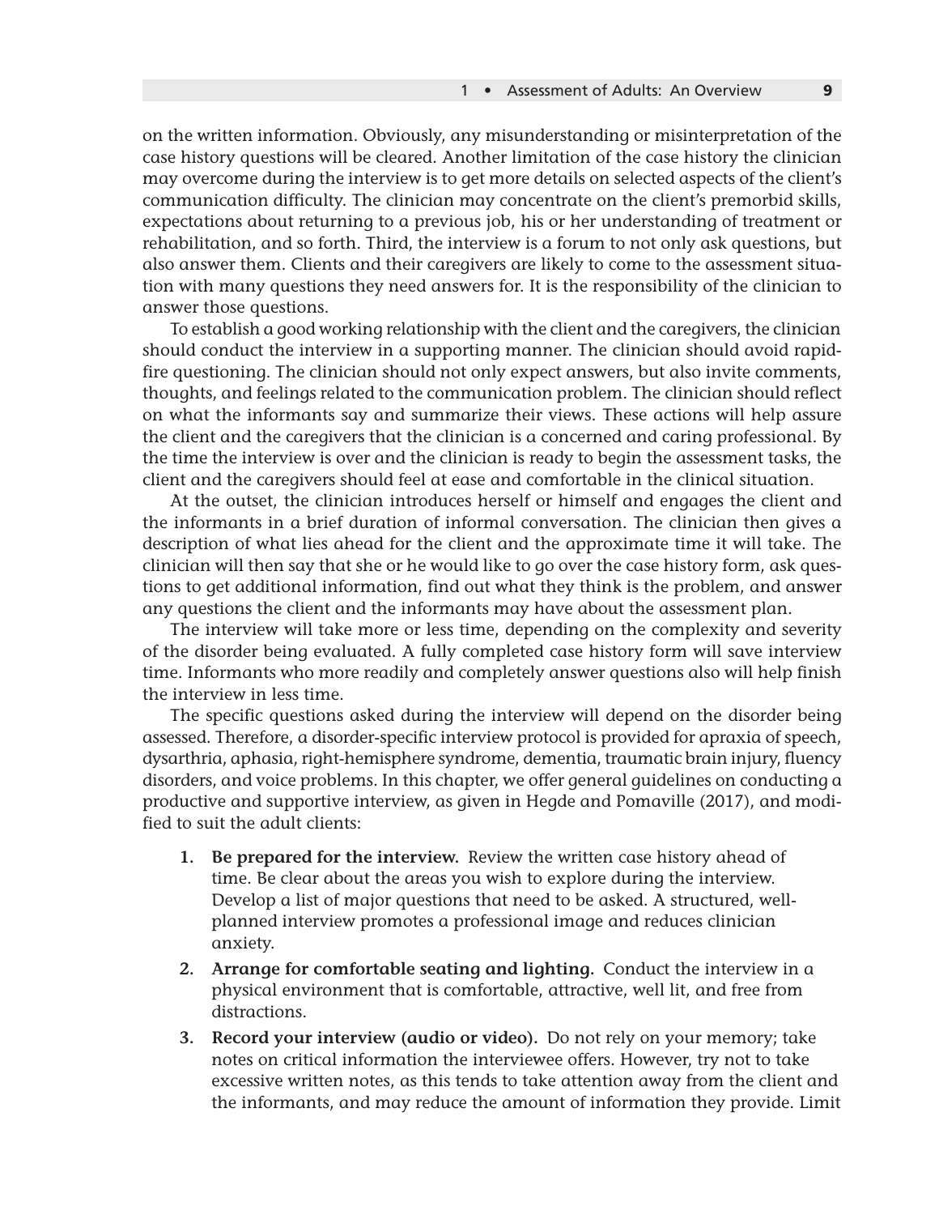on the written information. Obviously, any misunderstanding or misinterpretation of the case history questions will be cleared. Another limitation of the case history the clinician may overcome during the interview is to get more details on selected aspects of the client's communication difficulty. The clinician may concentrate on the client's premorbid skills, expectations about returning to a previous job, his or her understanding of treatment or rehabilitation, and so forth. Third, the interview is a forum to not only ask questions, but also answer them. Clients and their caregivers are likely to come to the assessment situation with many questions they need answers for. It is the responsibility of the clinician to answer those questions.

To establish a good working relationship with the client and the caregivers, the clinician should conduct the interview in a supporting manner. The clinician should avoid rapid-fire questioning. The clinician should not only expect answers, but also invite comments, thoughts, and feelings related to the communication problem. The clinician should reflect on what the informants say and summarize their views. These actions will help assure the client and the caregivers that the clinician is a concerned and caring professional. By the time the interview is over and the clinician is ready to begin the assessment tasks, the client and the caregivers should feel at ease and comfortable in the clinical situation.

At the outset, the clinician introduces herself or himself and engages the client and the informants in a brief duration of informal conversation. The clinician then gives a description of what lies ahead for the client and the approximate time it will take. The clinician will then say that she or he would like to go over the case history form, ask questions to get additional information, find out what they think is the problem, and answer any questions the client and the informants may have about the assessment plan.

The interview will take more or less time, depending on the complexity and severity of the disorder being evaluated. A fully completed case history form will save interview time. Informants who more readily and completely answer questions also will help finish the interview in less time.

The specific questions asked during the interview will depend on the disorder being assessed. Therefore, a disorder-specific interview protocol is provided for apraxia of speech, dysarthria, aphasia, right-hemisphere syndrome, dementia, traumatic brain injury, fluency disorders, and voice problems. In this chapter, we offer general guidelines on conducting a productive and supportive interview, as given in Hegde and Pomaville (2017), and modified to suit the adult clients:

1. **Be prepared for the interview.** Review the written case history ahead of time. Be clear about the areas you wish to explore during the interview. Develop a list of major questions that need to be asked. A structured, well-planned interview promotes a professional image and reduces clinician anxiety.
2. **Arrange for comfortable seating and lighting.** Conduct the interview in a physical environment that is comfortable, attractive, well lit, and free from distractions.
3. **Record your interview (audio or video).** Do not rely on your memory; take notes on critical information the interviewee offers. However, try not to take excessive written notes, as this tends to take attention away from the client and the informants, and may reduce the amount of information they provide. Limit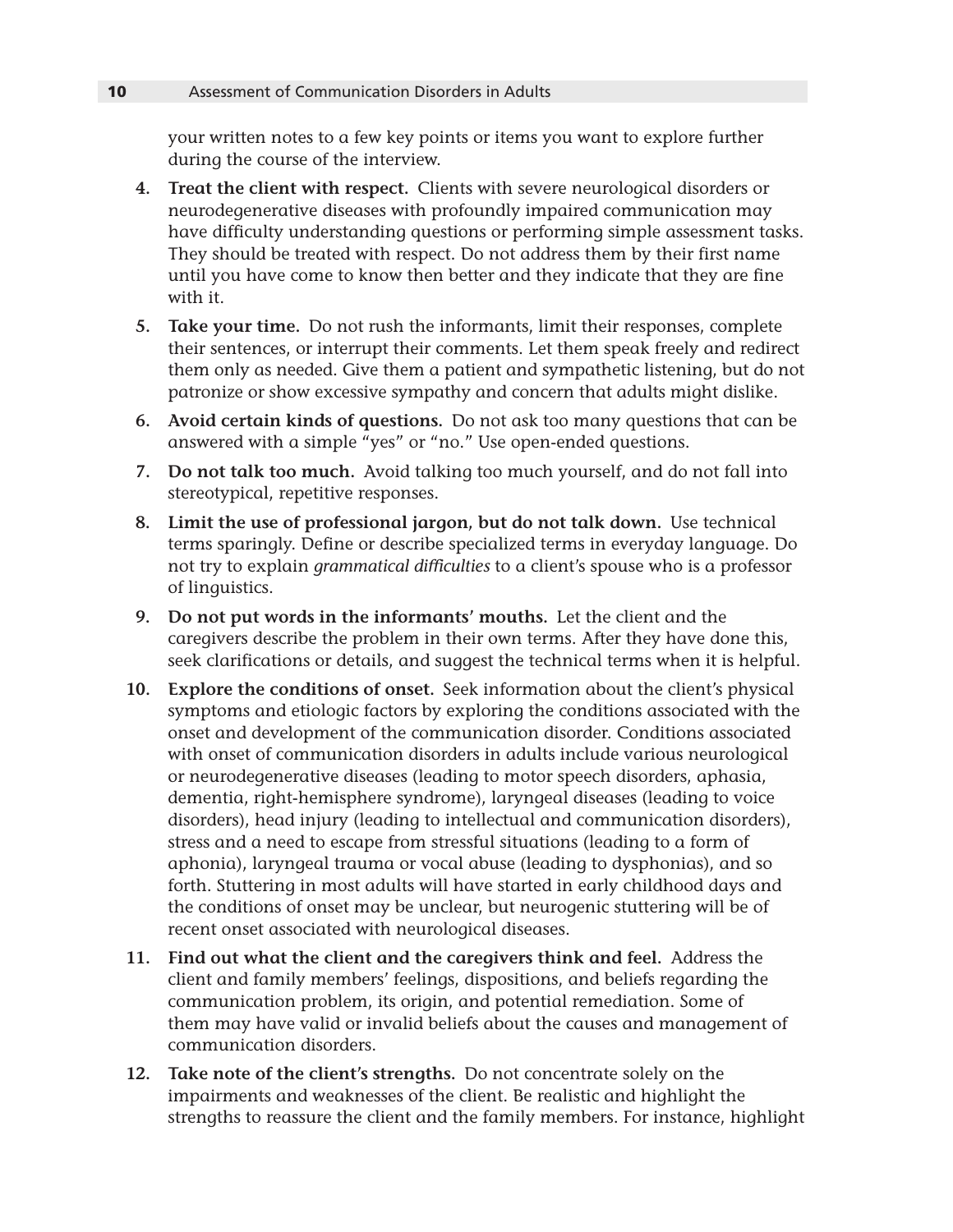your written notes to a few key points or items you want to explore further during the course of the interview.

4. **Treat the client with respect.** Clients with severe neurological disorders or neurodegenerative diseases with profoundly impaired communication may have difficulty understanding questions or performing simple assessment tasks. They should be treated with respect. Do not address them by their first name until you have come to know then better and they indicate that they are fine with it.
5. **Take your time.** Do not rush the informants, limit their responses, complete their sentences, or interrupt their comments. Let them speak freely and redirect them only as needed. Give them a patient and sympathetic listening, but do not patronize or show excessive sympathy and concern that adults might dislike.
6. **Avoid certain kinds of questions.** Do not ask too many questions that can be answered with a simple "yes" or "no." Use open-ended questions.
7. **Do not talk too much.** Avoid talking too much yourself, and do not fall into stereotypical, repetitive responses.
8. **Limit the use of professional jargon, but do not talk down.** Use technical terms sparingly. Define or describe specialized terms in everyday language. Do not try to explain *grammatical difficulties* to a client's spouse who is a professor of linguistics.
9. **Do not put words in the informants' mouths.** Let the client and the caregivers describe the problem in their own terms. After they have done this, seek clarifications or details, and suggest the technical terms when it is helpful.
10. **Explore the conditions of onset.** Seek information about the client's physical symptoms and etiologic factors by exploring the conditions associated with the onset and development of the communication disorder. Conditions associated with onset of communication disorders in adults include various neurological or neurodegenerative diseases (leading to motor speech disorders, aphasia, dementia, right-hemisphere syndrome), laryngeal diseases (leading to voice disorders), head injury (leading to intellectual and communication disorders), stress and a need to escape from stressful situations (leading to a form of aphonia), laryngeal trauma or vocal abuse (leading to dysphonias), and so forth. Stuttering in most adults will have started in early childhood days and the conditions of onset may be unclear, but neurogenic stuttering will be of recent onset associated with neurological diseases.
11. **Find out what the client and the caregivers think and feel.** Address the client and family members' feelings, dispositions, and beliefs regarding the communication problem, its origin, and potential remediation. Some of them may have valid or invalid beliefs about the causes and management of communication disorders.
12. **Take note of the client's strengths.** Do not concentrate solely on the impairments and weaknesses of the client. Be realistic and highlight the strengths to reassure the client and the family members. For instance, highlight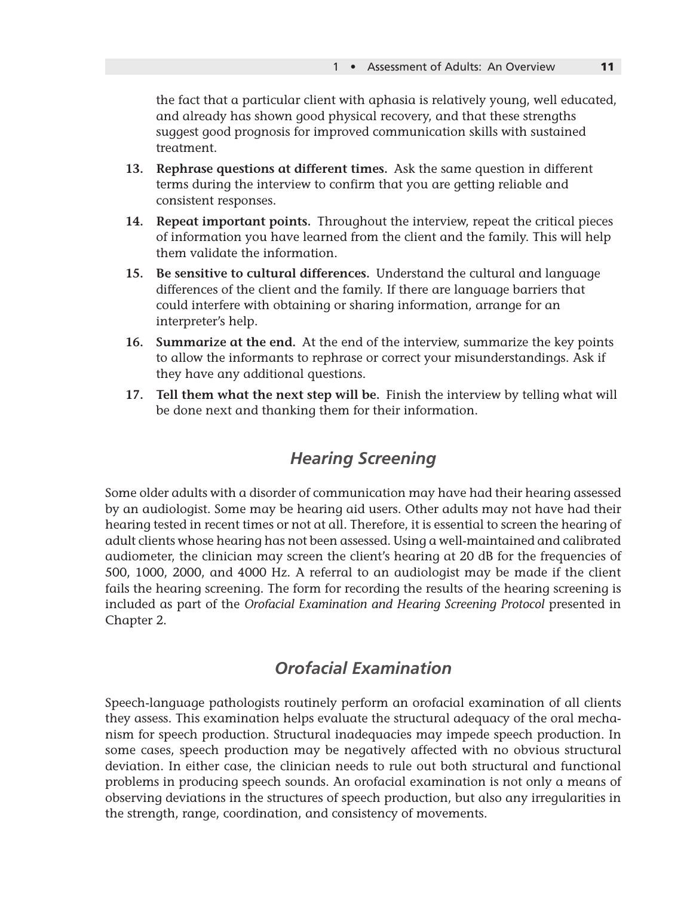the fact that a particular client with aphasia is relatively young, well educated, and already has shown good physical recovery, and that these strengths suggest good prognosis for improved communication skills with sustained treatment.

13. **Rephrase questions at different times.** Ask the same question in different terms during the interview to confirm that you are getting reliable and consistent responses.
14. **Repeat important points.** Throughout the interview, repeat the critical pieces of information you have learned from the client and the family. This will help them validate the information.
15. **Be sensitive to cultural differences.** Understand the cultural and language differences of the client and the family. If there are language barriers that could interfere with obtaining or sharing information, arrange for an interpreter's help.
16. **Summarize at the end.** At the end of the interview, summarize the key points to allow the informants to rephrase or correct your misunderstandings. Ask if they have any additional questions.
17. **Tell them what the next step will be.** Finish the interview by telling what will be done next and thanking them for their information.

## *Hearing Screening*

Some older adults with a disorder of communication may have had their hearing assessed by an audiologist. Some may be hearing aid users. Other adults may not have had their hearing tested in recent times or not at all. Therefore, it is essential to screen the hearing of adult clients whose hearing has not been assessed. Using a well-maintained and calibrated audiometer, the clinician may screen the client's hearing at 20 dB for the frequencies of 500, 1000, 2000, and 4000 Hz. A referral to an audiologist may be made if the client fails the hearing screening. The form for recording the results of the hearing screening is included as part of the *Orofacial Examination and Hearing Screening Protocol* presented in Chapter 2.

## *Orofacial Examination*

Speech-language pathologists routinely perform an orofacial examination of all clients they assess. This examination helps evaluate the structural adequacy of the oral mechanism for speech production. Structural inadequacies may impede speech production. In some cases, speech production may be negatively affected with no obvious structural deviation. In either case, the clinician needs to rule out both structural and functional problems in producing speech sounds. An orofacial examination is not only a means of observing deviations in the structures of speech production, but also any irregularities in the strength, range, coordination, and consistency of movements.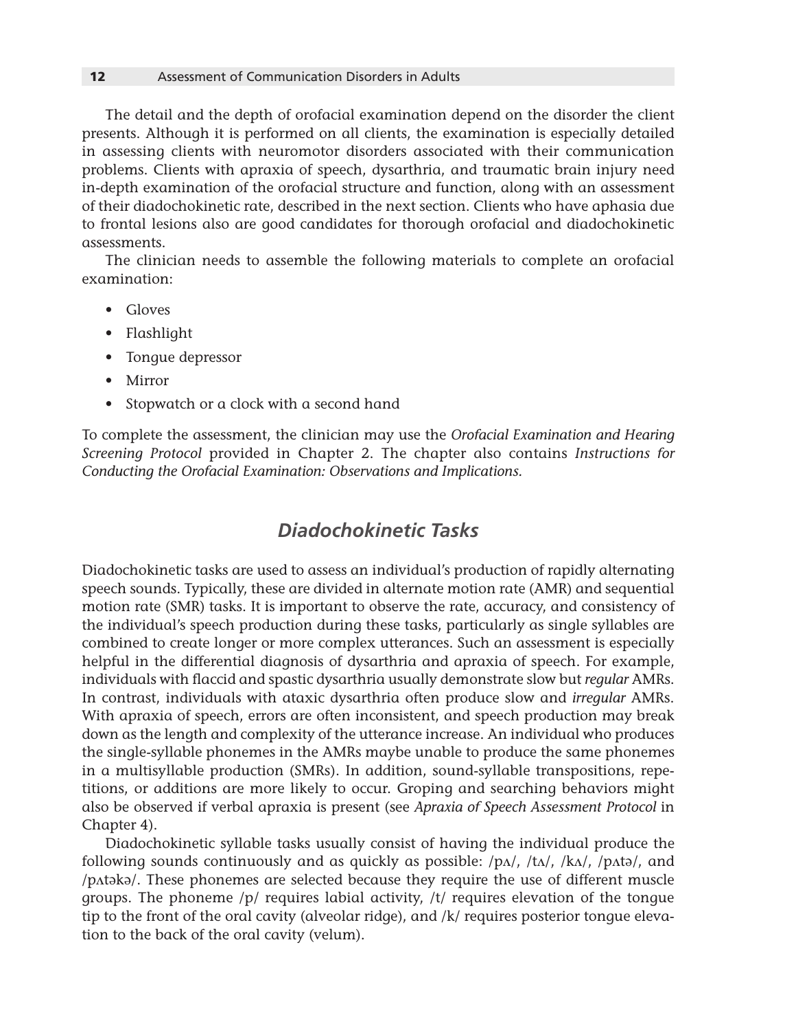The detail and the depth of orofacial examination depend on the disorder the client presents. Although it is performed on all clients, the examination is especially detailed in assessing clients with neuromotor disorders associated with their communication problems. Clients with apraxia of speech, dysarthria, and traumatic brain injury need in-depth examination of the orofacial structure and function, along with an assessment of their diadochokinetic rate, described in the next section. Clients who have aphasia due to frontal lesions also are good candidates for thorough orofacial and diadochokinetic assessments.

The clinician needs to assemble the following materials to complete an orofacial examination:

- Gloves
- Flashlight
- Tongue depressor
- Mirror
- Stopwatch or a clock with a second hand

To complete the assessment, the clinician may use the *Orofacial Examination and Hearing Screening Protocol* provided in Chapter 2. The chapter also contains *Instructions for Conducting the Orofacial Examination: Observations and Implications.*

## *Diadochokinetic Tasks*

Diadochokinetic tasks are used to assess an individual's production of rapidly alternating speech sounds. Typically, these are divided in alternate motion rate (AMR) and sequential motion rate (SMR) tasks. It is important to observe the rate, accuracy, and consistency of the individual's speech production during these tasks, particularly as single syllables are combined to create longer or more complex utterances. Such an assessment is especially helpful in the differential diagnosis of dysarthria and apraxia of speech. For example, individuals with flaccid and spastic dysarthria usually demonstrate slow but *regular* AMRs. In contrast, individuals with ataxic dysarthria often produce slow and *irregular* AMRs. With apraxia of speech, errors are often inconsistent, and speech production may break down as the length and complexity of the utterance increase. An individual who produces the single-syllable phonemes in the AMRs maybe unable to produce the same phonemes in a multisyllable production (SMRs). In addition, sound-syllable transpositions, repetitions, or additions are more likely to occur. Groping and searching behaviors might also be observed if verbal apraxia is present (see *Apraxia of Speech Assessment Protocol* in Chapter 4).

Diadochokinetic syllable tasks usually consist of having the individual produce the following sounds continuously and as quickly as possible: /pʌ/, /tʌ/, /kʌ/, /pʌtə/, and /pʌtəkə/. These phonemes are selected because they require the use of different muscle groups. The phoneme /p/ requires labial activity, /t/ requires elevation of the tongue tip to the front of the oral cavity (alveolar ridge), and /k/ requires posterior tongue elevation to the back of the oral cavity (velum).